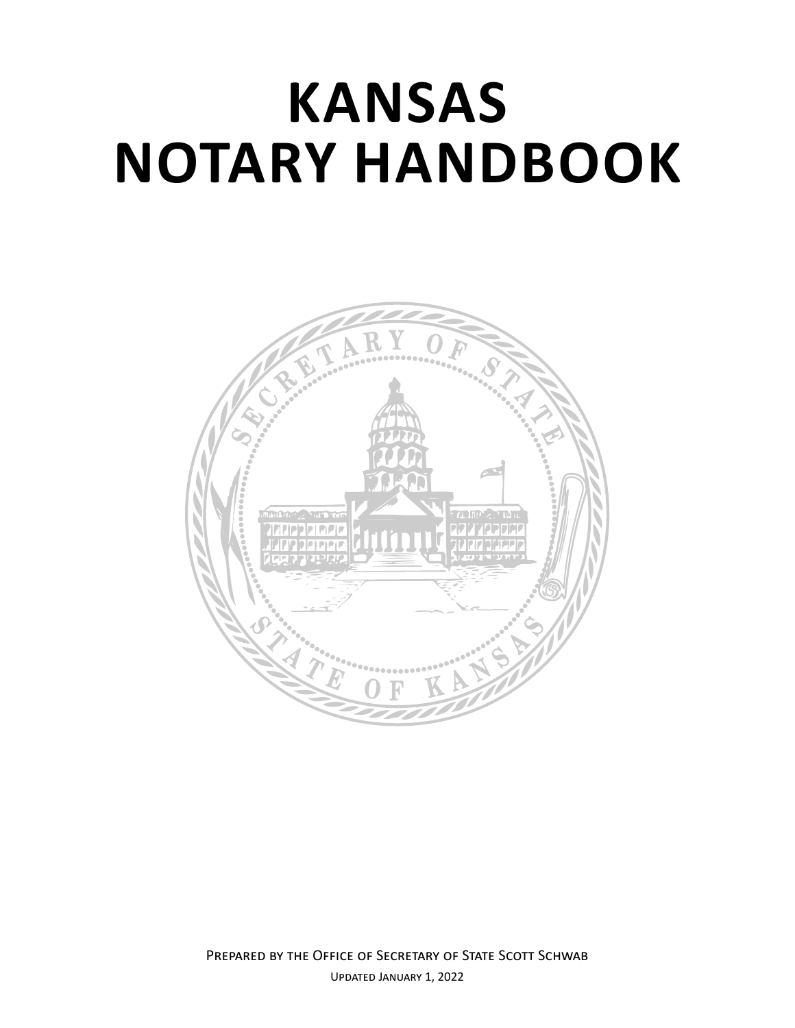# KANSAS NOTARY HANDBOOK

Prepared by the Office of Secretary of State Scott Schwab

Updated January 1, 2022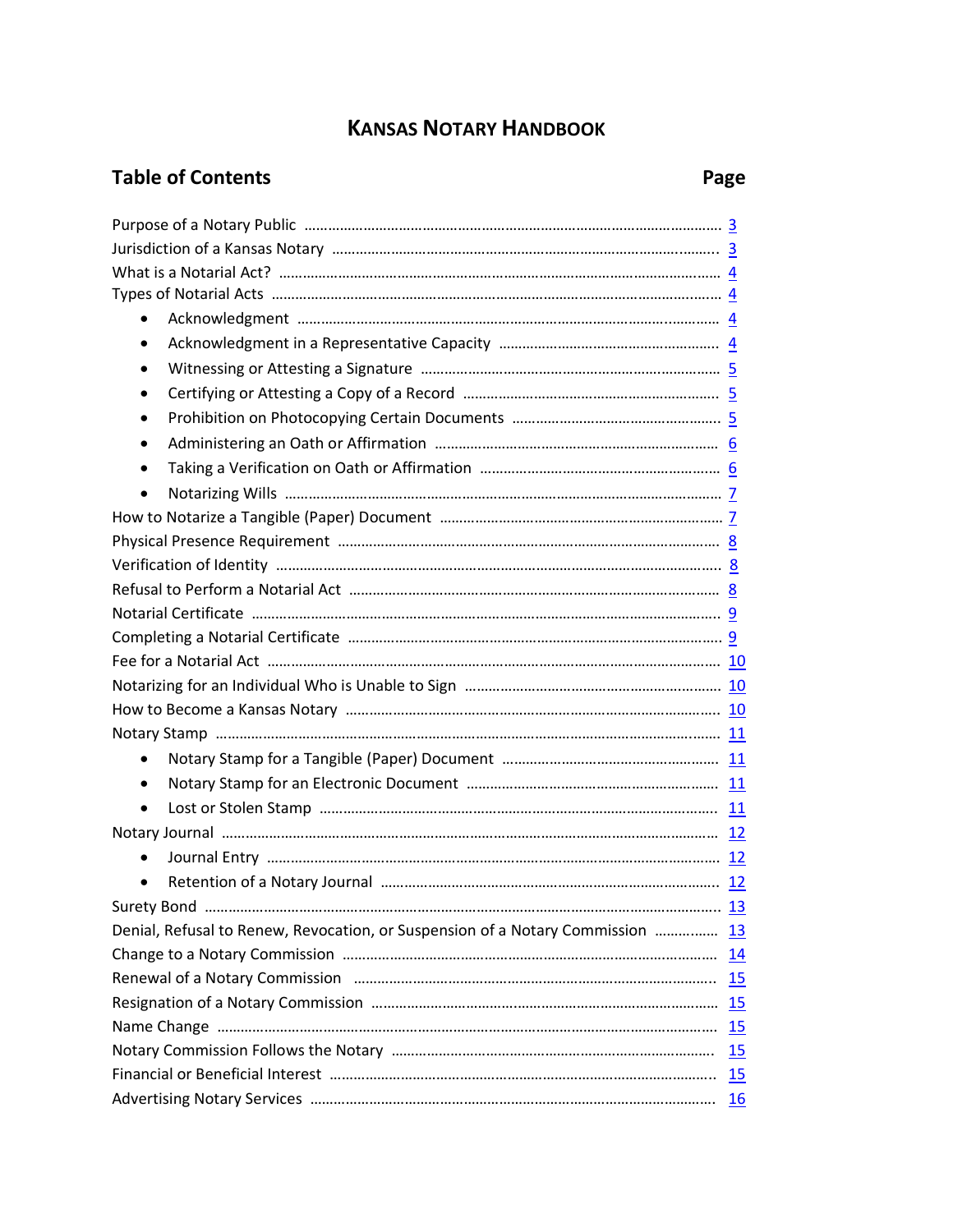# KANSAS NOTARY HANDBOOK

## Table of Contents

| | Page |
|---|---|
| Purpose of a Notary Public | 3 |
| Jurisdiction of a Kansas Notary | 3 |
| What is a Notarial Act? | 4 |
| Types of Notarial Acts | 4 |
| • Acknowledgment | 4 |
| • Acknowledgment in a Representative Capacity | 4 |
| • Witnessing or Attesting a Signature | 5 |
| • Certifying or Attesting a Copy of a Record | 5 |
| • Prohibition on Photocopying Certain Documents | 5 |
| • Administering an Oath or Affirmation | 6 |
| • Taking a Verification on Oath or Affirmation | 6 |
| • Notarizing Wills | 7 |
| How to Notarize a Tangible (Paper) Document | 7 |
| Physical Presence Requirement | 8 |
| Verification of Identity | 8 |
| Refusal to Perform a Notarial Act | 8 |
| Notarial Certificate | 9 |
| Completing a Notarial Certificate | 9 |
| Fee for a Notarial Act | 10 |
| Notarizing for an Individual Who is Unable to Sign | 10 |
| How to Become a Kansas Notary | 10 |
| Notary Stamp | 11 |
| • Notary Stamp for a Tangible (Paper) Document | 11 |
| • Notary Stamp for an Electronic Document | 11 |
| • Lost or Stolen Stamp | 11 |
| Notary Journal | 12 |
| • Journal Entry | 12 |
| • Retention of a Notary Journal | 12 |
| Surety Bond | 13 |
| Denial, Refusal to Renew, Revocation, or Suspension of a Notary Commission | 13 |
| Change to a Notary Commission | 14 |
| Renewal of a Notary Commission | 15 |
| Resignation of a Notary Commission | 15 |
| Name Change | 15 |
| Notary Commission Follows the Notary | 15 |
| Financial or Beneficial Interest | 15 |
| Advertising Notary Services | 16 |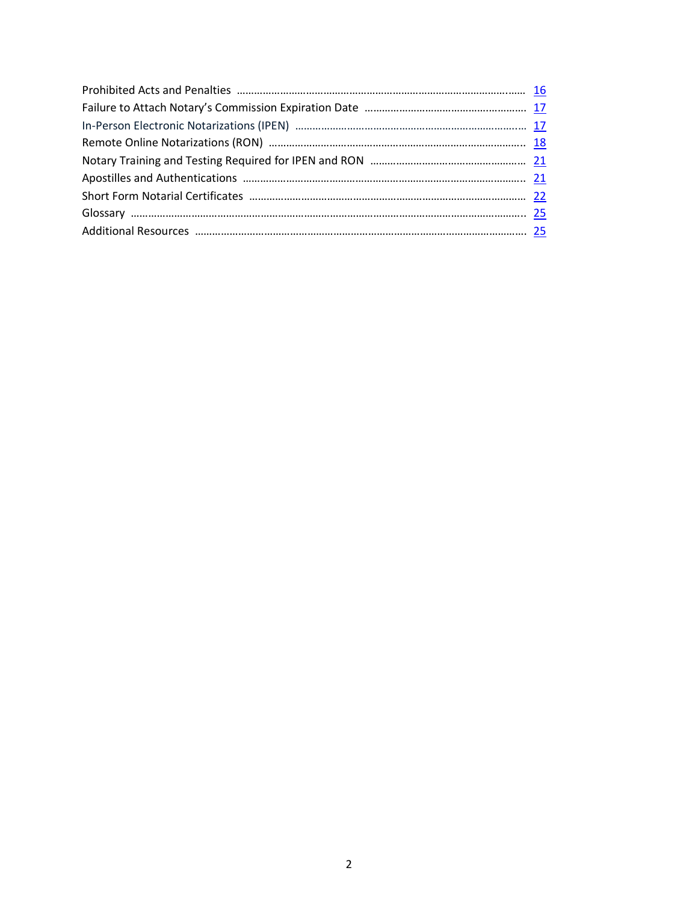| | |
|---|---|
| Prohibited Acts and Penalties | 16 |
| Failure to Attach Notary's Commission Expiration Date | 17 |
| In-Person Electronic Notarizations (IPEN) | 17 |
| Remote Online Notarizations (RON) | 18 |
| Notary Training and Testing Required for IPEN and RON | 21 |
| Apostilles and Authentications | 21 |
| Short Form Notarial Certificates | 22 |
| Glossary | 25 |
| Additional Resources | 25 |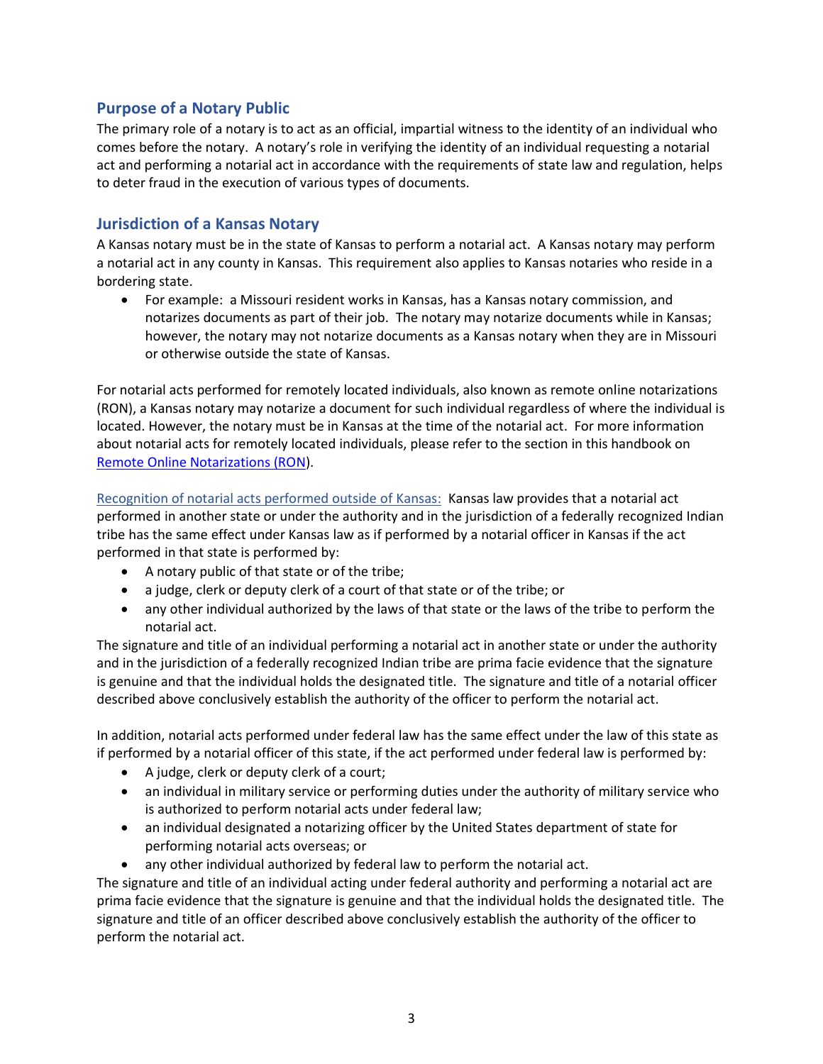## Purpose of a Notary Public

The primary role of a notary is to act as an official, impartial witness to the identity of an individual who comes before the notary. A notary's role in verifying the identity of an individual requesting a notarial act and performing a notarial act in accordance with the requirements of state law and regulation, helps to deter fraud in the execution of various types of documents.

## Jurisdiction of a Kansas Notary

A Kansas notary must be in the state of Kansas to perform a notarial act. A Kansas notary may perform a notarial act in any county in Kansas. This requirement also applies to Kansas notaries who reside in a bordering state.

- For example: a Missouri resident works in Kansas, has a Kansas notary commission, and notarizes documents as part of their job. The notary may notarize documents while in Kansas; however, the notary may not notarize documents as a Kansas notary when they are in Missouri or otherwise outside the state of Kansas.

For notarial acts performed for remotely located individuals, also known as remote online notarizations (RON), a Kansas notary may notarize a document for such individual regardless of where the individual is located. However, the notary must be in Kansas at the time of the notarial act. For more information about notarial acts for remotely located individuals, please refer to the section in this handbook on Remote Online Notarizations (RON).

Recognition of notarial acts performed outside of Kansas: Kansas law provides that a notarial act performed in another state or under the authority and in the jurisdiction of a federally recognized Indian tribe has the same effect under Kansas law as if performed by a notarial officer in Kansas if the act performed in that state is performed by:

- A notary public of that state or of the tribe;
- a judge, clerk or deputy clerk of a court of that state or of the tribe; or
- any other individual authorized by the laws of that state or the laws of the tribe to perform the notarial act.

The signature and title of an individual performing a notarial act in another state or under the authority and in the jurisdiction of a federally recognized Indian tribe are prima facie evidence that the signature is genuine and that the individual holds the designated title. The signature and title of a notarial officer described above conclusively establish the authority of the officer to perform the notarial act.

In addition, notarial acts performed under federal law has the same effect under the law of this state as if performed by a notarial officer of this state, if the act performed under federal law is performed by:

- A judge, clerk or deputy clerk of a court;
- an individual in military service or performing duties under the authority of military service who is authorized to perform notarial acts under federal law;
- an individual designated a notarizing officer by the United States department of state for performing notarial acts overseas; or
- any other individual authorized by federal law to perform the notarial act.

The signature and title of an individual acting under federal authority and performing a notarial act are prima facie evidence that the signature is genuine and that the individual holds the designated title. The signature and title of an officer described above conclusively establish the authority of the officer to perform the notarial act.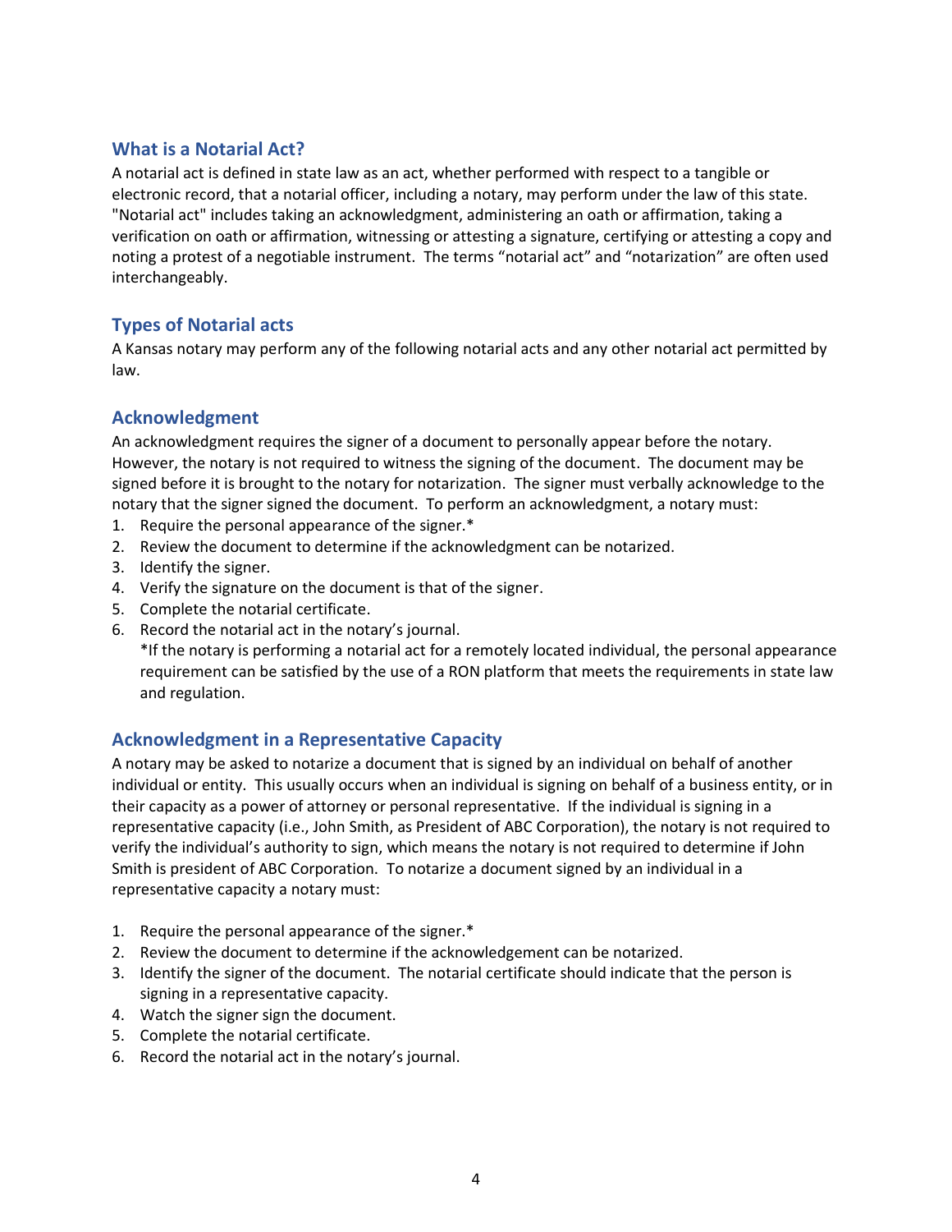## What is a Notarial Act?

A notarial act is defined in state law as an act, whether performed with respect to a tangible or electronic record, that a notarial officer, including a notary, may perform under the law of this state. "Notarial act" includes taking an acknowledgment, administering an oath or affirmation, taking a verification on oath or affirmation, witnessing or attesting a signature, certifying or attesting a copy and noting a protest of a negotiable instrument. The terms "notarial act" and "notarization" are often used interchangeably.

## Types of Notarial acts

A Kansas notary may perform any of the following notarial acts and any other notarial act permitted by law.

## Acknowledgment

An acknowledgment requires the signer of a document to personally appear before the notary. However, the notary is not required to witness the signing of the document. The document may be signed before it is brought to the notary for notarization. The signer must verbally acknowledge to the notary that the signer signed the document. To perform an acknowledgment, a notary must:

1. Require the personal appearance of the signer.*
2. Review the document to determine if the acknowledgment can be notarized.
3. Identify the signer.
4. Verify the signature on the document is that of the signer.
5. Complete the notarial certificate.
6. Record the notarial act in the notary's journal.

   *If the notary is performing a notarial act for a remotely located individual, the personal appearance requirement can be satisfied by the use of a RON platform that meets the requirements in state law and regulation.

## Acknowledgment in a Representative Capacity

A notary may be asked to notarize a document that is signed by an individual on behalf of another individual or entity. This usually occurs when an individual is signing on behalf of a business entity, or in their capacity as a power of attorney or personal representative. If the individual is signing in a representative capacity (i.e., John Smith, as President of ABC Corporation), the notary is not required to verify the individual's authority to sign, which means the notary is not required to determine if John Smith is president of ABC Corporation. To notarize a document signed by an individual in a representative capacity a notary must:

1. Require the personal appearance of the signer.*
2. Review the document to determine if the acknowledgement can be notarized.
3. Identify the signer of the document. The notarial certificate should indicate that the person is signing in a representative capacity.
4. Watch the signer sign the document.
5. Complete the notarial certificate.
6. Record the notarial act in the notary's journal.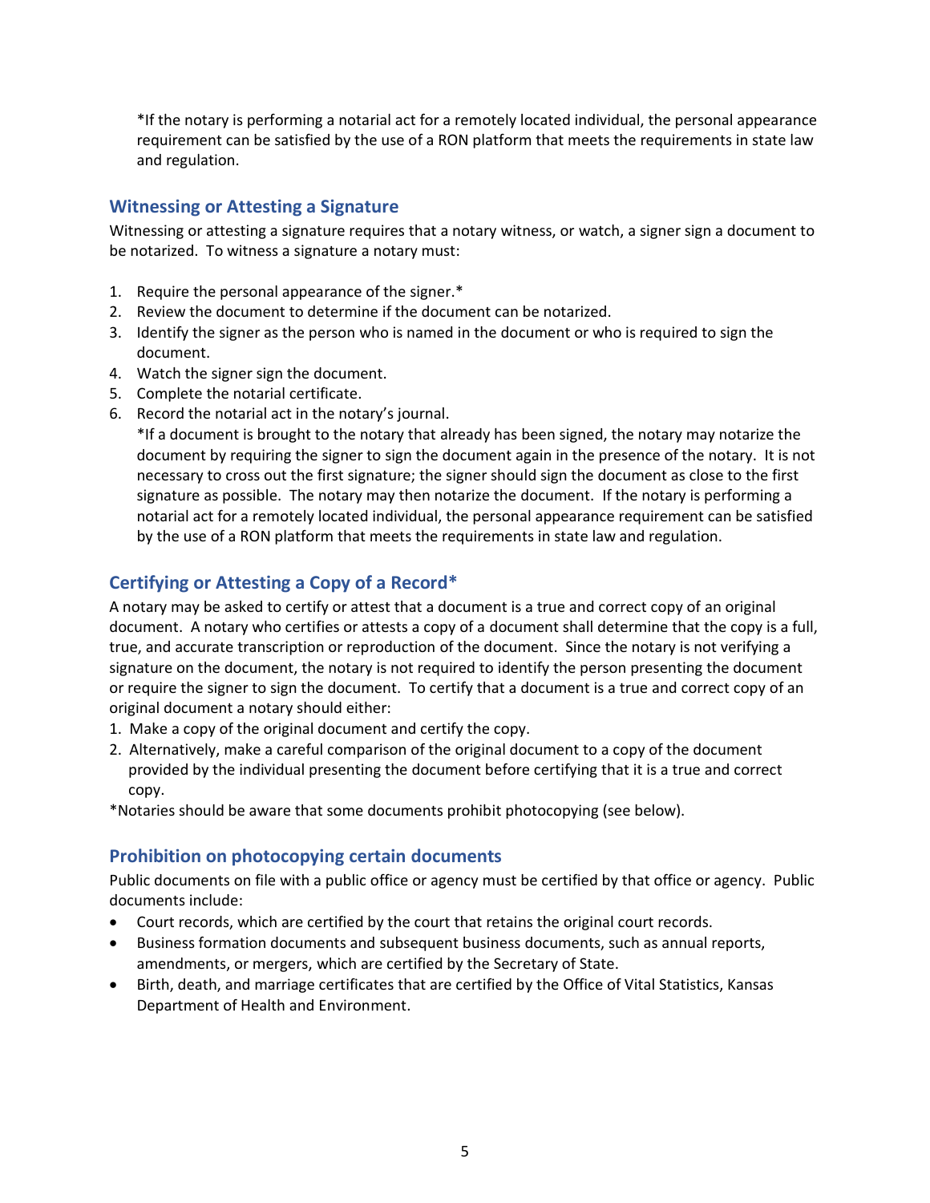*If the notary is performing a notarial act for a remotely located individual, the personal appearance requirement can be satisfied by the use of a RON platform that meets the requirements in state law and regulation.

## Witnessing or Attesting a Signature

Witnessing or attesting a signature requires that a notary witness, or watch, a signer sign a document to be notarized. To witness a signature a notary must:

1. Require the personal appearance of the signer.*
2. Review the document to determine if the document can be notarized.
3. Identify the signer as the person who is named in the document or who is required to sign the document.
4. Watch the signer sign the document.
5. Complete the notarial certificate.
6. Record the notarial act in the notary's journal.

   *If a document is brought to the notary that already has been signed, the notary may notarize the document by requiring the signer to sign the document again in the presence of the notary. It is not necessary to cross out the first signature; the signer should sign the document as close to the first signature as possible. The notary may then notarize the document. If the notary is performing a notarial act for a remotely located individual, the personal appearance requirement can be satisfied by the use of a RON platform that meets the requirements in state law and regulation.

## Certifying or Attesting a Copy of a Record*

A notary may be asked to certify or attest that a document is a true and correct copy of an original document. A notary who certifies or attests a copy of a document shall determine that the copy is a full, true, and accurate transcription or reproduction of the document. Since the notary is not verifying a signature on the document, the notary is not required to identify the person presenting the document or require the signer to sign the document. To certify that a document is a true and correct copy of an original document a notary should either:

1. Make a copy of the original document and certify the copy.
2. Alternatively, make a careful comparison of the original document to a copy of the document provided by the individual presenting the document before certifying that it is a true and correct copy.

*Notaries should be aware that some documents prohibit photocopying (see below).

## Prohibition on photocopying certain documents

Public documents on file with a public office or agency must be certified by that office or agency. Public documents include:

- Court records, which are certified by the court that retains the original court records.
- Business formation documents and subsequent business documents, such as annual reports, amendments, or mergers, which are certified by the Secretary of State.
- Birth, death, and marriage certificates that are certified by the Office of Vital Statistics, Kansas Department of Health and Environment.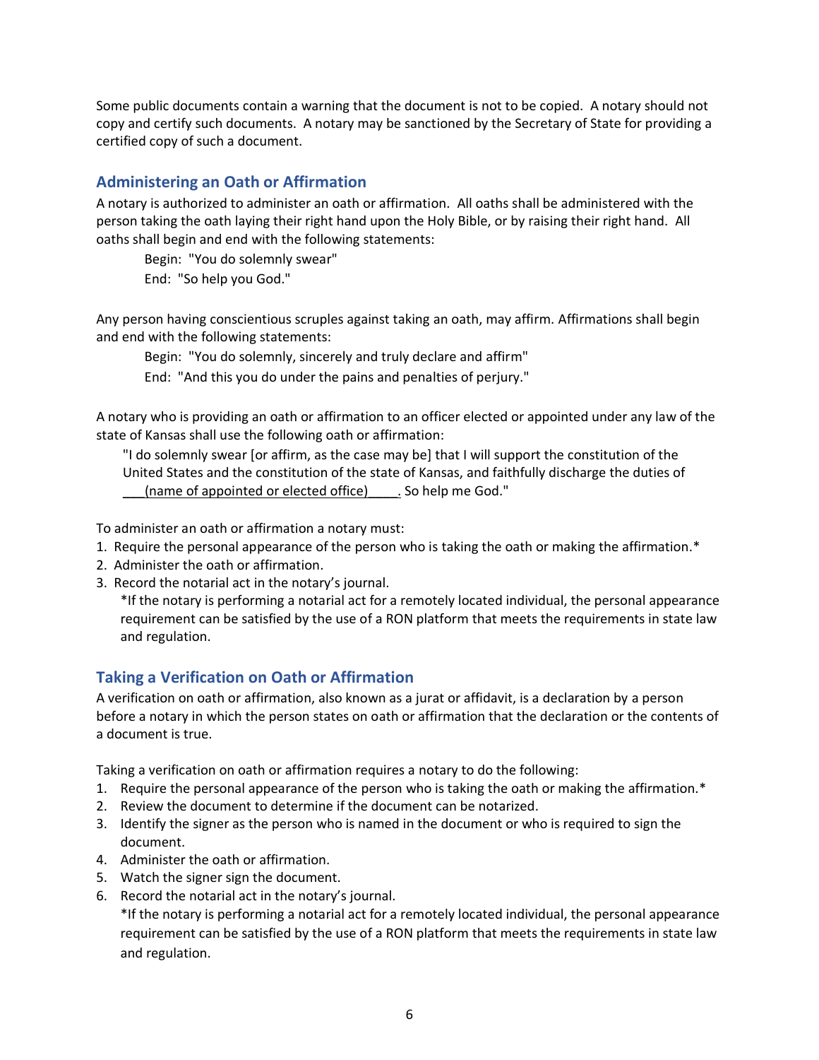Some public documents contain a warning that the document is not to be copied. A notary should not copy and certify such documents. A notary may be sanctioned by the Secretary of State for providing a certified copy of such a document.

## Administering an Oath or Affirmation

A notary is authorized to administer an oath or affirmation. All oaths shall be administered with the person taking the oath laying their right hand upon the Holy Bible, or by raising their right hand. All oaths shall begin and end with the following statements:

> Begin: "You do solemnly swear"
> End: "So help you God."

Any person having conscientious scruples against taking an oath, may affirm. Affirmations shall begin and end with the following statements:

> Begin: "You do solemnly, sincerely and truly declare and affirm"
> End: "And this you do under the pains and penalties of perjury."

A notary who is providing an oath or affirmation to an officer elected or appointed under any law of the state of Kansas shall use the following oath or affirmation:

> "I do solemnly swear [or affirm, as the case may be] that I will support the constitution of the United States and the constitution of the state of Kansas, and faithfully discharge the duties of ___(name of appointed or elected office)____. So help me God."

To administer an oath or affirmation a notary must:

1. Require the personal appearance of the person who is taking the oath or making the affirmation.*
2. Administer the oath or affirmation.
3. Record the notarial act in the notary's journal.

*If the notary is performing a notarial act for a remotely located individual, the personal appearance requirement can be satisfied by the use of a RON platform that meets the requirements in state law and regulation.

## Taking a Verification on Oath or Affirmation

A verification on oath or affirmation, also known as a jurat or affidavit, is a declaration by a person before a notary in which the person states on oath or affirmation that the declaration or the contents of a document is true.

Taking a verification on oath or affirmation requires a notary to do the following:

1. Require the personal appearance of the person who is taking the oath or making the affirmation.*
2. Review the document to determine if the document can be notarized.
3. Identify the signer as the person who is named in the document or who is required to sign the document.
4. Administer the oath or affirmation.
5. Watch the signer sign the document.
6. Record the notarial act in the notary's journal.

*If the notary is performing a notarial act for a remotely located individual, the personal appearance requirement can be satisfied by the use of a RON platform that meets the requirements in state law and regulation.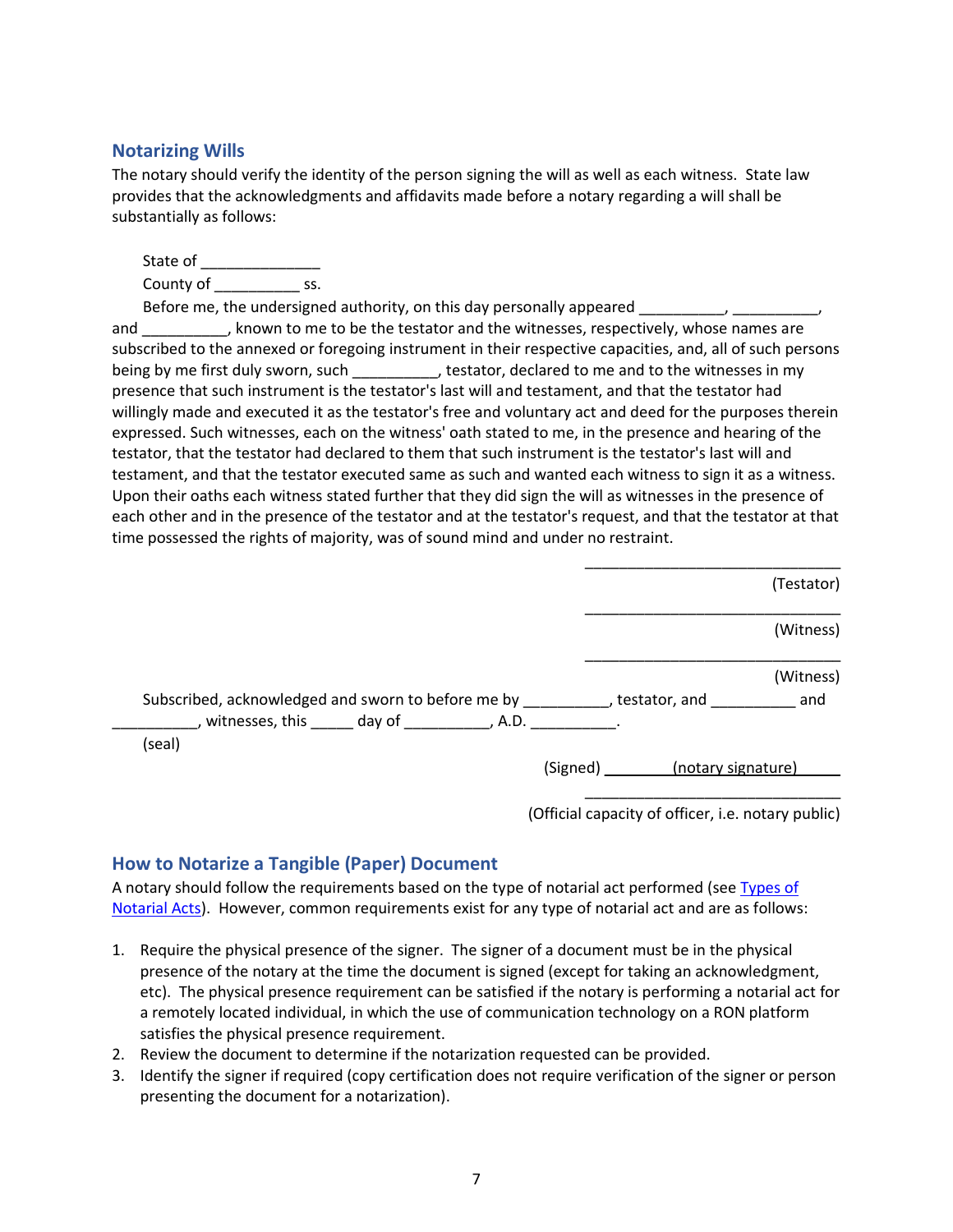## Notarizing Wills

The notary should verify the identity of the person signing the will as well as each witness. State law provides that the acknowledgments and affidavits made before a notary regarding a will shall be substantially as follows:

State of ______________
County of __________ ss.

Before me, the undersigned authority, on this day personally appeared __________, __________, and __________, known to me to be the testator and the witnesses, respectively, whose names are subscribed to the annexed or foregoing instrument in their respective capacities, and, all of such persons being by me first duly sworn, such __________, testator, declared to me and to the witnesses in my presence that such instrument is the testator's last will and testament, and that the testator had willingly made and executed it as the testator's free and voluntary act and deed for the purposes therein expressed. Such witnesses, each on the witness' oath stated to me, in the presence and hearing of the testator, that the testator had declared to them that such instrument is the testator's last will and testament, and that the testator executed same as such and wanted each witness to sign it as a witness. Upon their oaths each witness stated further that they did sign the will as witnesses in the presence of each other and in the presence of the testator and at the testator's request, and that the testator at that time possessed the rights of majority, was of sound mind and under no restraint.

______________________________
(Testator)

______________________________
(Witness)

______________________________
(Witness)

Subscribed, acknowledged and sworn to before me by __________, testator, and __________ and __________, witnesses, this _____ day of __________, A.D. __________.

(seal)

(Signed) ________(notary signature)______

______________________________
(Official capacity of officer, i.e. notary public)

## How to Notarize a Tangible (Paper) Document

A notary should follow the requirements based on the type of notarial act performed (see Types of Notarial Acts). However, common requirements exist for any type of notarial act and are as follows:

1. Require the physical presence of the signer. The signer of a document must be in the physical presence of the notary at the time the document is signed (except for taking an acknowledgment, etc). The physical presence requirement can be satisfied if the notary is performing a notarial act for a remotely located individual, in which the use of communication technology on a RON platform satisfies the physical presence requirement.
2. Review the document to determine if the notarization requested can be provided.
3. Identify the signer if required (copy certification does not require verification of the signer or person presenting the document for a notarization).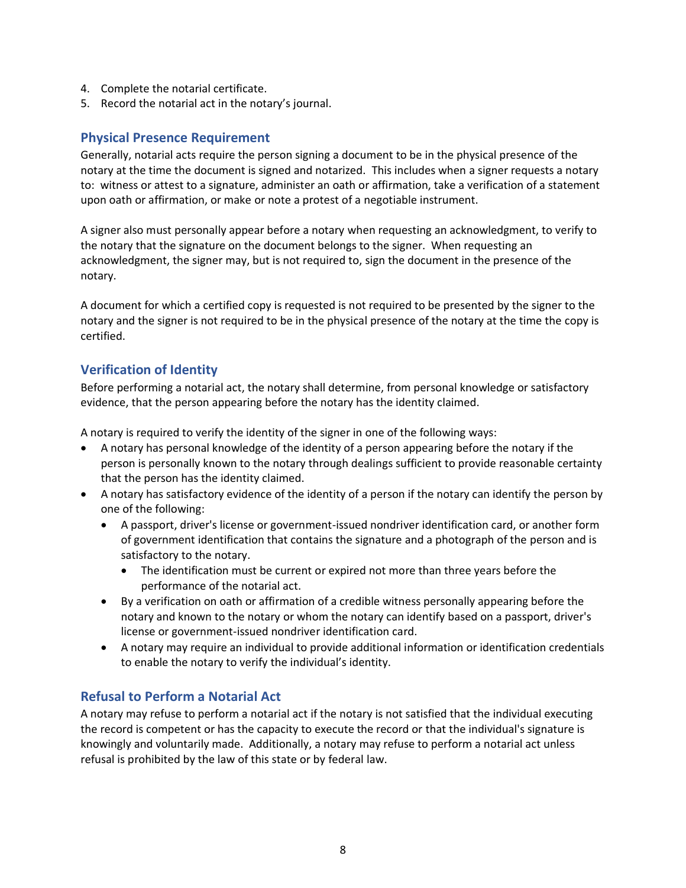4. Complete the notarial certificate.
5. Record the notarial act in the notary's journal.

## Physical Presence Requirement

Generally, notarial acts require the person signing a document to be in the physical presence of the notary at the time the document is signed and notarized. This includes when a signer requests a notary to: witness or attest to a signature, administer an oath or affirmation, take a verification of a statement upon oath or affirmation, or make or note a protest of a negotiable instrument.

A signer also must personally appear before a notary when requesting an acknowledgment, to verify to the notary that the signature on the document belongs to the signer. When requesting an acknowledgment, the signer may, but is not required to, sign the document in the presence of the notary.

A document for which a certified copy is requested is not required to be presented by the signer to the notary and the signer is not required to be in the physical presence of the notary at the time the copy is certified.

## Verification of Identity

Before performing a notarial act, the notary shall determine, from personal knowledge or satisfactory evidence, that the person appearing before the notary has the identity claimed.

A notary is required to verify the identity of the signer in one of the following ways:

- A notary has personal knowledge of the identity of a person appearing before the notary if the person is personally known to the notary through dealings sufficient to provide reasonable certainty that the person has the identity claimed.
- A notary has satisfactory evidence of the identity of a person if the notary can identify the person by one of the following:
  - A passport, driver's license or government-issued nondriver identification card, or another form of government identification that contains the signature and a photograph of the person and is satisfactory to the notary.
    - The identification must be current or expired not more than three years before the performance of the notarial act.
  - By a verification on oath or affirmation of a credible witness personally appearing before the notary and known to the notary or whom the notary can identify based on a passport, driver's license or government-issued nondriver identification card.
  - A notary may require an individual to provide additional information or identification credentials to enable the notary to verify the individual's identity.

## Refusal to Perform a Notarial Act

A notary may refuse to perform a notarial act if the notary is not satisfied that the individual executing the record is competent or has the capacity to execute the record or that the individual's signature is knowingly and voluntarily made. Additionally, a notary may refuse to perform a notarial act unless refusal is prohibited by the law of this state or by federal law.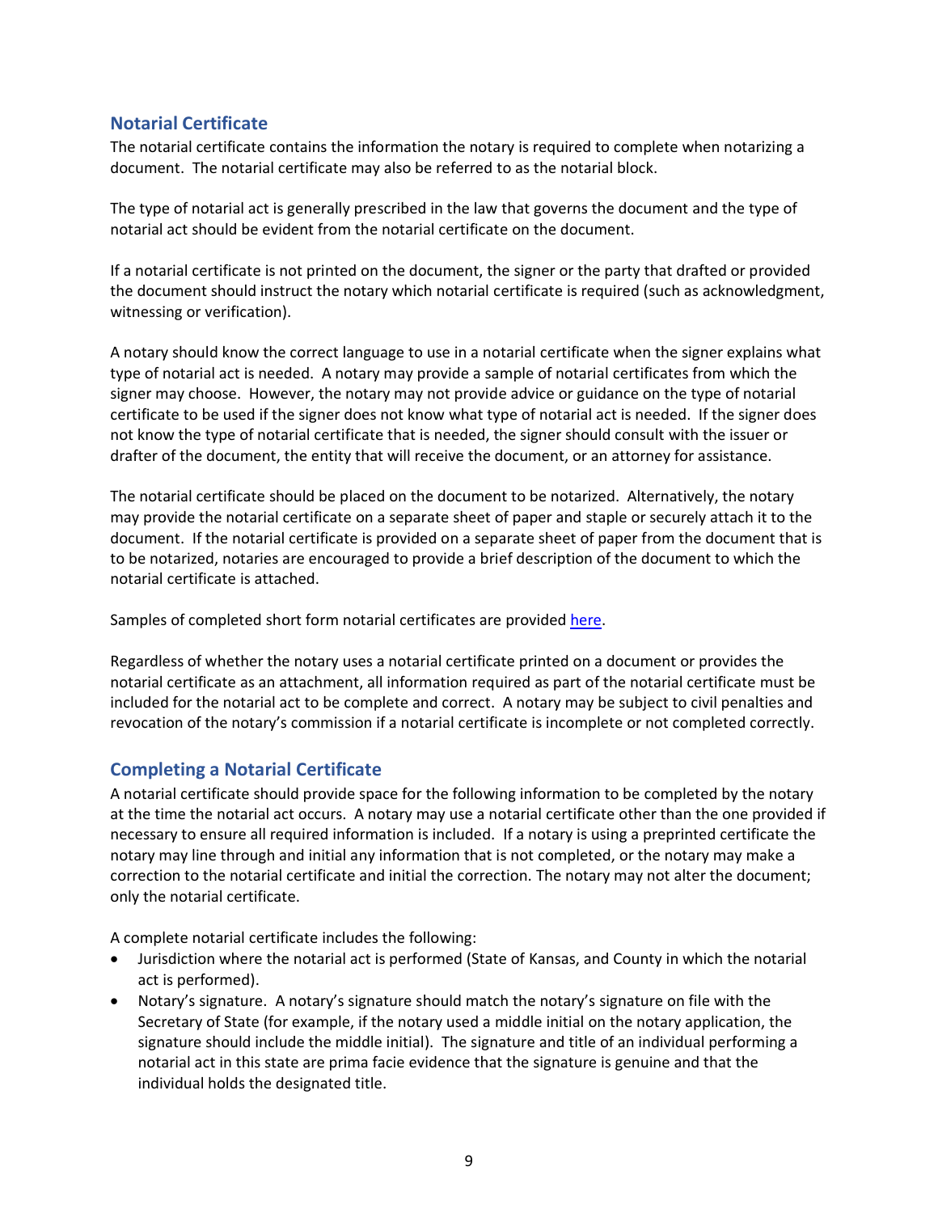## Notarial Certificate

The notarial certificate contains the information the notary is required to complete when notarizing a document. The notarial certificate may also be referred to as the notarial block.

The type of notarial act is generally prescribed in the law that governs the document and the type of notarial act should be evident from the notarial certificate on the document.

If a notarial certificate is not printed on the document, the signer or the party that drafted or provided the document should instruct the notary which notarial certificate is required (such as acknowledgment, witnessing or verification).

A notary should know the correct language to use in a notarial certificate when the signer explains what type of notarial act is needed. A notary may provide a sample of notarial certificates from which the signer may choose. However, the notary may not provide advice or guidance on the type of notarial certificate to be used if the signer does not know what type of notarial act is needed. If the signer does not know the type of notarial certificate that is needed, the signer should consult with the issuer or drafter of the document, the entity that will receive the document, or an attorney for assistance.

The notarial certificate should be placed on the document to be notarized. Alternatively, the notary may provide the notarial certificate on a separate sheet of paper and staple or securely attach it to the document. If the notarial certificate is provided on a separate sheet of paper from the document that is to be notarized, notaries are encouraged to provide a brief description of the document to which the notarial certificate is attached.

Samples of completed short form notarial certificates are provided here.

Regardless of whether the notary uses a notarial certificate printed on a document or provides the notarial certificate as an attachment, all information required as part of the notarial certificate must be included for the notarial act to be complete and correct. A notary may be subject to civil penalties and revocation of the notary's commission if a notarial certificate is incomplete or not completed correctly.

## Completing a Notarial Certificate

A notarial certificate should provide space for the following information to be completed by the notary at the time the notarial act occurs. A notary may use a notarial certificate other than the one provided if necessary to ensure all required information is included. If a notary is using a preprinted certificate the notary may line through and initial any information that is not completed, or the notary may make a correction to the notarial certificate and initial the correction. The notary may not alter the document; only the notarial certificate.

A complete notarial certificate includes the following:

- Jurisdiction where the notarial act is performed (State of Kansas, and County in which the notarial act is performed).
- Notary's signature. A notary's signature should match the notary's signature on file with the Secretary of State (for example, if the notary used a middle initial on the notary application, the signature should include the middle initial). The signature and title of an individual performing a notarial act in this state are prima facie evidence that the signature is genuine and that the individual holds the designated title.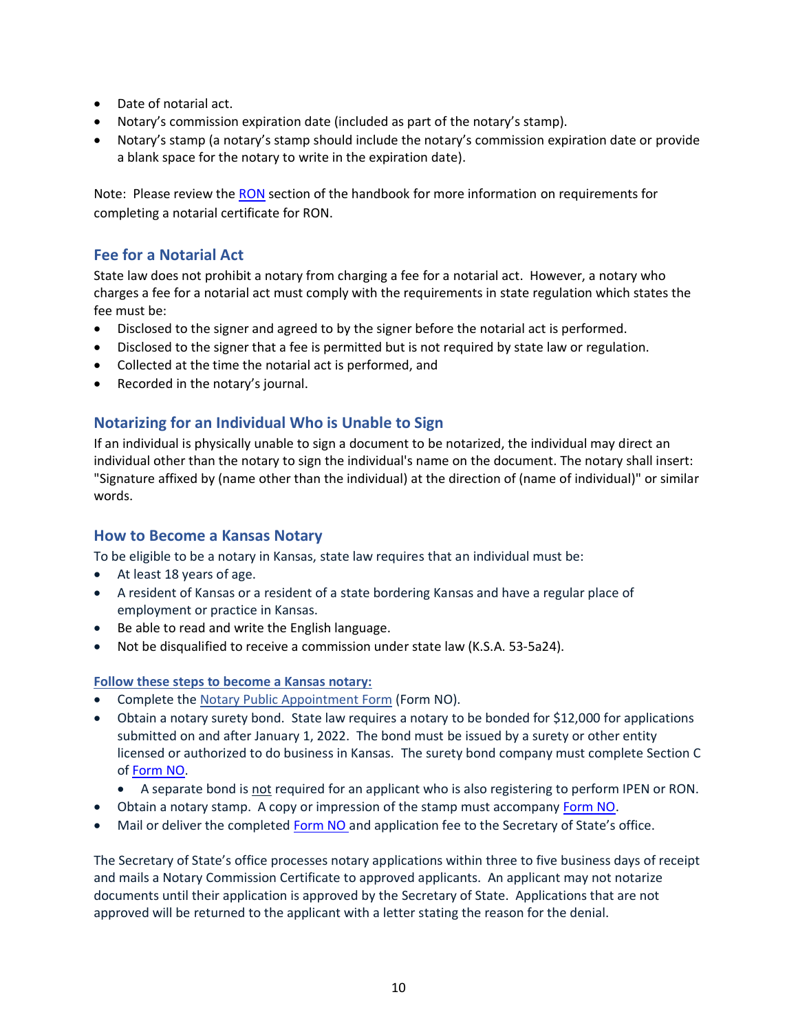- Date of notarial act.
- Notary's commission expiration date (included as part of the notary's stamp).
- Notary's stamp (a notary's stamp should include the notary's commission expiration date or provide a blank space for the notary to write in the expiration date).

Note: Please review the RON section of the handbook for more information on requirements for completing a notarial certificate for RON.

## Fee for a Notarial Act

State law does not prohibit a notary from charging a fee for a notarial act. However, a notary who charges a fee for a notarial act must comply with the requirements in state regulation which states the fee must be:

- Disclosed to the signer and agreed to by the signer before the notarial act is performed.
- Disclosed to the signer that a fee is permitted but is not required by state law or regulation.
- Collected at the time the notarial act is performed, and
- Recorded in the notary's journal.

## Notarizing for an Individual Who is Unable to Sign

If an individual is physically unable to sign a document to be notarized, the individual may direct an individual other than the notary to sign the individual's name on the document. The notary shall insert: "Signature affixed by (name other than the individual) at the direction of (name of individual)" or similar words.

## How to Become a Kansas Notary

To be eligible to be a notary in Kansas, state law requires that an individual must be:

- At least 18 years of age.
- A resident of Kansas or a resident of a state bordering Kansas and have a regular place of employment or practice in Kansas.
- Be able to read and write the English language.
- Not be disqualified to receive a commission under state law (K.S.A. 53-5a24).

**Follow these steps to become a Kansas notary:**

- Complete the Notary Public Appointment Form (Form NO).
- Obtain a notary surety bond. State law requires a notary to be bonded for $12,000 for applications submitted on and after January 1, 2022. The bond must be issued by a surety or other entity licensed or authorized to do business in Kansas. The surety bond company must complete Section C of Form NO.
  - A separate bond is not required for an applicant who is also registering to perform IPEN or RON.
- Obtain a notary stamp. A copy or impression of the stamp must accompany Form NO.
- Mail or deliver the completed Form NO and application fee to the Secretary of State's office.

The Secretary of State's office processes notary applications within three to five business days of receipt and mails a Notary Commission Certificate to approved applicants. An applicant may not notarize documents until their application is approved by the Secretary of State. Applications that are not approved will be returned to the applicant with a letter stating the reason for the denial.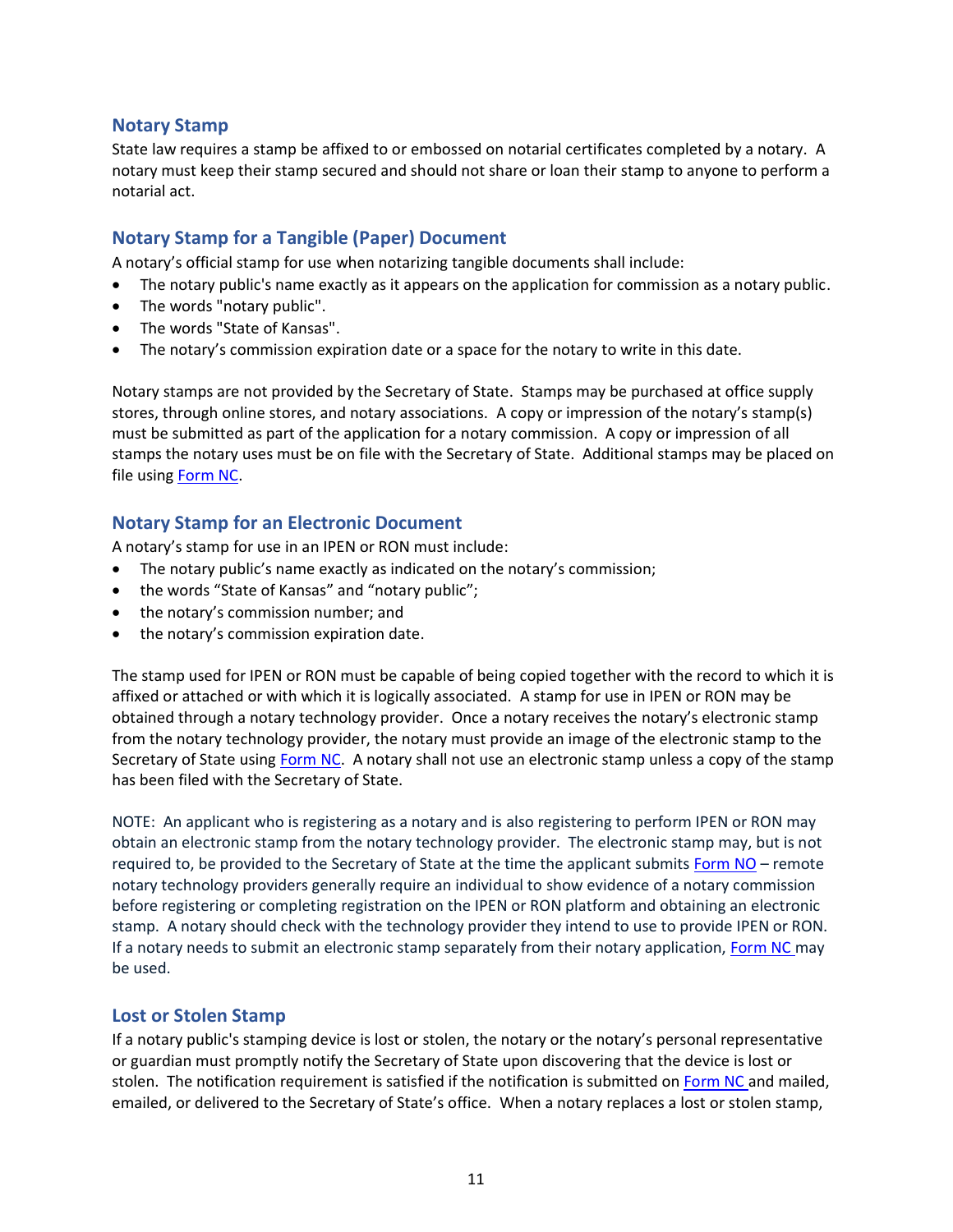## Notary Stamp

State law requires a stamp be affixed to or embossed on notarial certificates completed by a notary. A notary must keep their stamp secured and should not share or loan their stamp to anyone to perform a notarial act.

## Notary Stamp for a Tangible (Paper) Document

A notary's official stamp for use when notarizing tangible documents shall include:

- The notary public's name exactly as it appears on the application for commission as a notary public.
- The words "notary public".
- The words "State of Kansas".
- The notary's commission expiration date or a space for the notary to write in this date.

Notary stamps are not provided by the Secretary of State. Stamps may be purchased at office supply stores, through online stores, and notary associations. A copy or impression of the notary's stamp(s) must be submitted as part of the application for a notary commission. A copy or impression of all stamps the notary uses must be on file with the Secretary of State. Additional stamps may be placed on file using Form NC.

## Notary Stamp for an Electronic Document

A notary's stamp for use in an IPEN or RON must include:

- The notary public's name exactly as indicated on the notary's commission;
- the words "State of Kansas" and "notary public";
- the notary's commission number; and
- the notary's commission expiration date.

The stamp used for IPEN or RON must be capable of being copied together with the record to which it is affixed or attached or with which it is logically associated. A stamp for use in IPEN or RON may be obtained through a notary technology provider. Once a notary receives the notary's electronic stamp from the notary technology provider, the notary must provide an image of the electronic stamp to the Secretary of State using Form NC. A notary shall not use an electronic stamp unless a copy of the stamp has been filed with the Secretary of State.

NOTE: An applicant who is registering as a notary and is also registering to perform IPEN or RON may obtain an electronic stamp from the notary technology provider. The electronic stamp may, but is not required to, be provided to the Secretary of State at the time the applicant submits Form NO – remote notary technology providers generally require an individual to show evidence of a notary commission before registering or completing registration on the IPEN or RON platform and obtaining an electronic stamp. A notary should check with the technology provider they intend to use to provide IPEN or RON. If a notary needs to submit an electronic stamp separately from their notary application, Form NC may be used.

## Lost or Stolen Stamp

If a notary public's stamping device is lost or stolen, the notary or the notary's personal representative or guardian must promptly notify the Secretary of State upon discovering that the device is lost or stolen. The notification requirement is satisfied if the notification is submitted on Form NC and mailed, emailed, or delivered to the Secretary of State's office. When a notary replaces a lost or stolen stamp,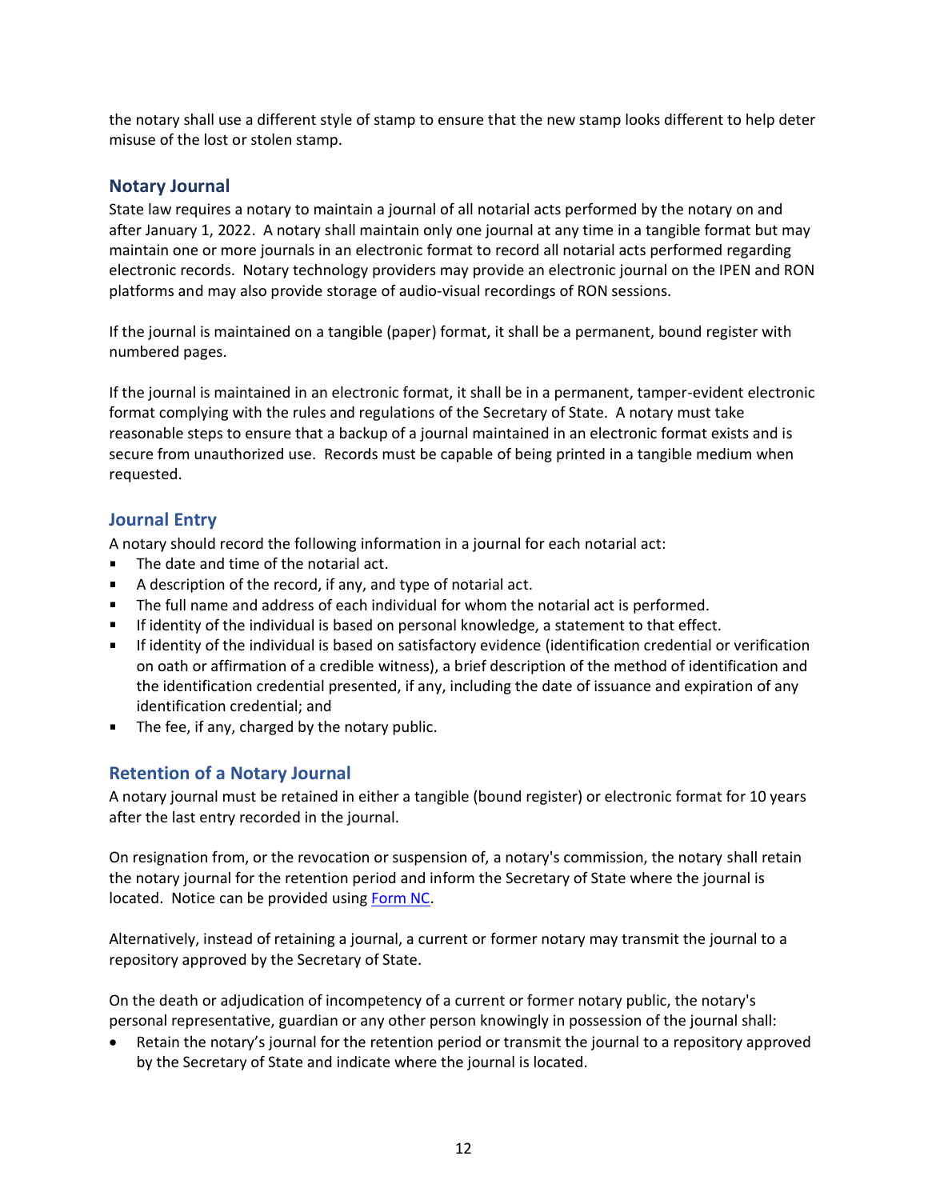the notary shall use a different style of stamp to ensure that the new stamp looks different to help deter misuse of the lost or stolen stamp.

## Notary Journal

State law requires a notary to maintain a journal of all notarial acts performed by the notary on and after January 1, 2022. A notary shall maintain only one journal at any time in a tangible format but may maintain one or more journals in an electronic format to record all notarial acts performed regarding electronic records. Notary technology providers may provide an electronic journal on the IPEN and RON platforms and may also provide storage of audio-visual recordings of RON sessions.

If the journal is maintained on a tangible (paper) format, it shall be a permanent, bound register with numbered pages.

If the journal is maintained in an electronic format, it shall be in a permanent, tamper-evident electronic format complying with the rules and regulations of the Secretary of State. A notary must take reasonable steps to ensure that a backup of a journal maintained in an electronic format exists and is secure from unauthorized use. Records must be capable of being printed in a tangible medium when requested.

### Journal Entry

A notary should record the following information in a journal for each notarial act:

- The date and time of the notarial act.
- A description of the record, if any, and type of notarial act.
- The full name and address of each individual for whom the notarial act is performed.
- If identity of the individual is based on personal knowledge, a statement to that effect.
- If identity of the individual is based on satisfactory evidence (identification credential or verification on oath or affirmation of a credible witness), a brief description of the method of identification and the identification credential presented, if any, including the date of issuance and expiration of any identification credential; and
- The fee, if any, charged by the notary public.

### Retention of a Notary Journal

A notary journal must be retained in either a tangible (bound register) or electronic format for 10 years after the last entry recorded in the journal.

On resignation from, or the revocation or suspension of, a notary's commission, the notary shall retain the notary journal for the retention period and inform the Secretary of State where the journal is located. Notice can be provided using Form NC.

Alternatively, instead of retaining a journal, a current or former notary may transmit the journal to a repository approved by the Secretary of State.

On the death or adjudication of incompetency of a current or former notary public, the notary's personal representative, guardian or any other person knowingly in possession of the journal shall:

- Retain the notary's journal for the retention period or transmit the journal to a repository approved by the Secretary of State and indicate where the journal is located.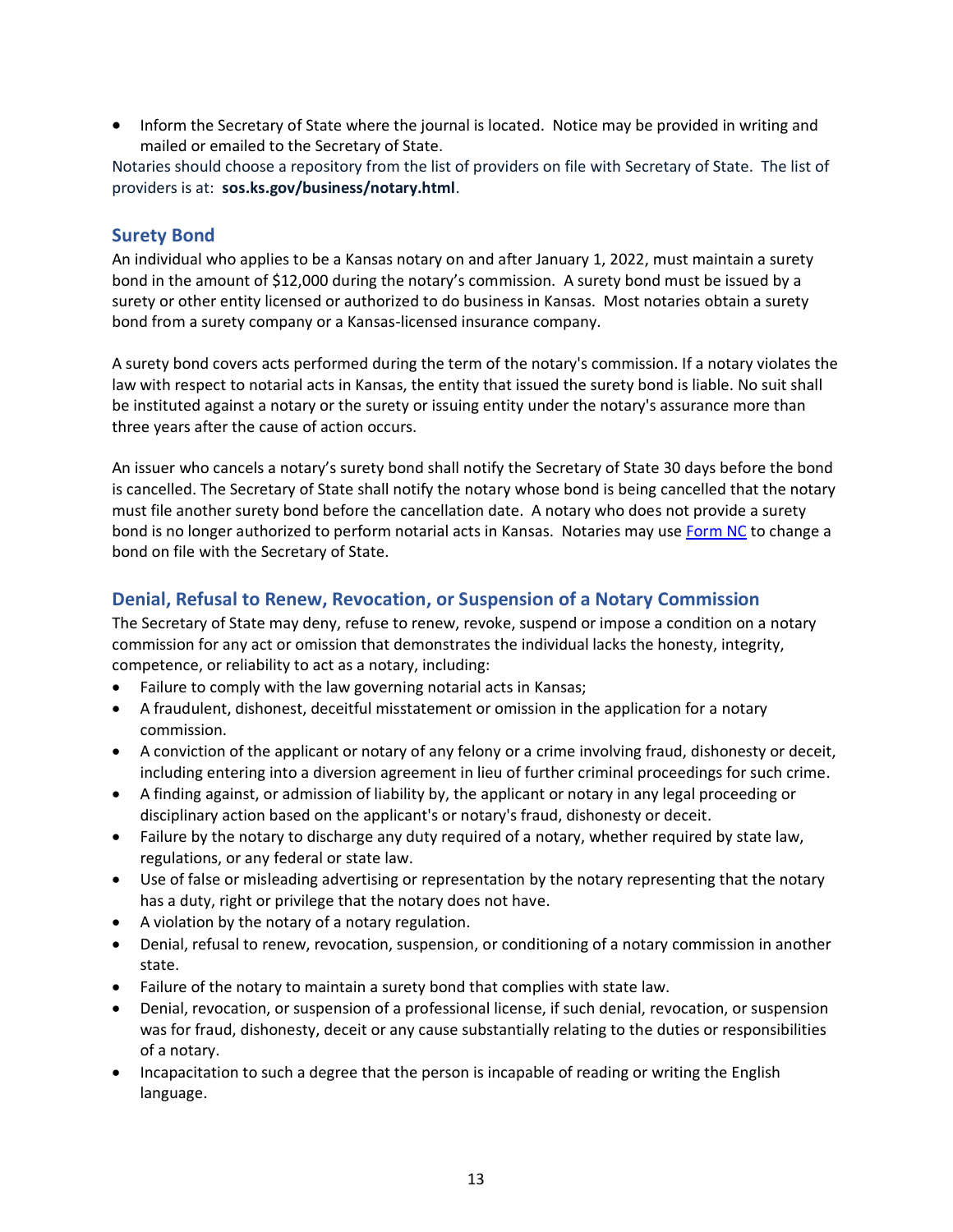- Inform the Secretary of State where the journal is located. Notice may be provided in writing and mailed or emailed to the Secretary of State.

Notaries should choose a repository from the list of providers on file with Secretary of State. The list of providers is at: **sos.ks.gov/business/notary.html**.

## Surety Bond

An individual who applies to be a Kansas notary on and after January 1, 2022, must maintain a surety bond in the amount of $12,000 during the notary's commission. A surety bond must be issued by a surety or other entity licensed or authorized to do business in Kansas. Most notaries obtain a surety bond from a surety company or a Kansas-licensed insurance company.

A surety bond covers acts performed during the term of the notary's commission. If a notary violates the law with respect to notarial acts in Kansas, the entity that issued the surety bond is liable. No suit shall be instituted against a notary or the surety or issuing entity under the notary's assurance more than three years after the cause of action occurs.

An issuer who cancels a notary's surety bond shall notify the Secretary of State 30 days before the bond is cancelled. The Secretary of State shall notify the notary whose bond is being cancelled that the notary must file another surety bond before the cancellation date. A notary who does not provide a surety bond is no longer authorized to perform notarial acts in Kansas. Notaries may use Form NC to change a bond on file with the Secretary of State.

## Denial, Refusal to Renew, Revocation, or Suspension of a Notary Commission

The Secretary of State may deny, refuse to renew, revoke, suspend or impose a condition on a notary commission for any act or omission that demonstrates the individual lacks the honesty, integrity, competence, or reliability to act as a notary, including:

- Failure to comply with the law governing notarial acts in Kansas;
- A fraudulent, dishonest, deceitful misstatement or omission in the application for a notary commission.
- A conviction of the applicant or notary of any felony or a crime involving fraud, dishonesty or deceit, including entering into a diversion agreement in lieu of further criminal proceedings for such crime.
- A finding against, or admission of liability by, the applicant or notary in any legal proceeding or disciplinary action based on the applicant's or notary's fraud, dishonesty or deceit.
- Failure by the notary to discharge any duty required of a notary, whether required by state law, regulations, or any federal or state law.
- Use of false or misleading advertising or representation by the notary representing that the notary has a duty, right or privilege that the notary does not have.
- A violation by the notary of a notary regulation.
- Denial, refusal to renew, revocation, suspension, or conditioning of a notary commission in another state.
- Failure of the notary to maintain a surety bond that complies with state law.
- Denial, revocation, or suspension of a professional license, if such denial, revocation, or suspension was for fraud, dishonesty, deceit or any cause substantially relating to the duties or responsibilities of a notary.
- Incapacitation to such a degree that the person is incapable of reading or writing the English language.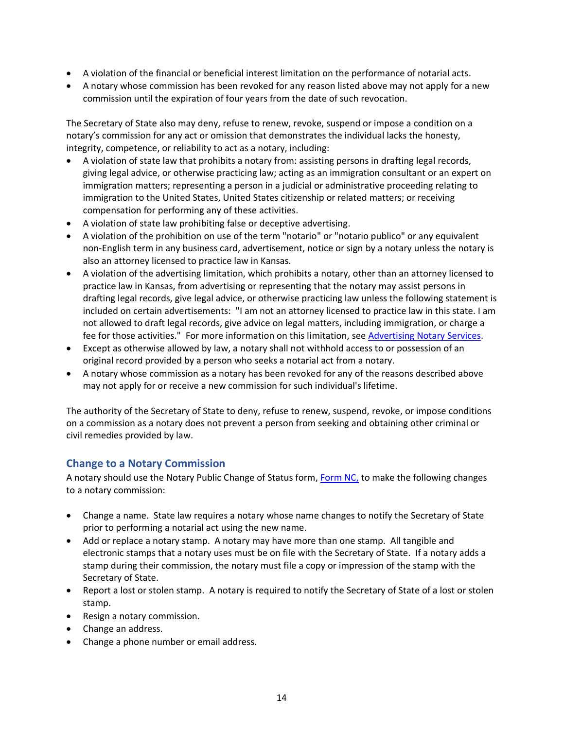- A violation of the financial or beneficial interest limitation on the performance of notarial acts.
- A notary whose commission has been revoked for any reason listed above may not apply for a new commission until the expiration of four years from the date of such revocation.

The Secretary of State also may deny, refuse to renew, revoke, suspend or impose a condition on a notary's commission for any act or omission that demonstrates the individual lacks the honesty, integrity, competence, or reliability to act as a notary, including:

- A violation of state law that prohibits a notary from: assisting persons in drafting legal records, giving legal advice, or otherwise practicing law; acting as an immigration consultant or an expert on immigration matters; representing a person in a judicial or administrative proceeding relating to immigration to the United States, United States citizenship or related matters; or receiving compensation for performing any of these activities.
- A violation of state law prohibiting false or deceptive advertising.
- A violation of the prohibition on use of the term "notario" or "notario publico" or any equivalent non-English term in any business card, advertisement, notice or sign by a notary unless the notary is also an attorney licensed to practice law in Kansas.
- A violation of the advertising limitation, which prohibits a notary, other than an attorney licensed to practice law in Kansas, from advertising or representing that the notary may assist persons in drafting legal records, give legal advice, or otherwise practicing law unless the following statement is included on certain advertisements: "I am not an attorney licensed to practice law in this state. I am not allowed to draft legal records, give advice on legal matters, including immigration, or charge a fee for those activities." For more information on this limitation, see Advertising Notary Services.
- Except as otherwise allowed by law, a notary shall not withhold access to or possession of an original record provided by a person who seeks a notarial act from a notary.
- A notary whose commission as a notary has been revoked for any of the reasons described above may not apply for or receive a new commission for such individual's lifetime.

The authority of the Secretary of State to deny, refuse to renew, suspend, revoke, or impose conditions on a commission as a notary does not prevent a person from seeking and obtaining other criminal or civil remedies provided by law.

## Change to a Notary Commission

A notary should use the Notary Public Change of Status form, Form NC, to make the following changes to a notary commission:

- Change a name. State law requires a notary whose name changes to notify the Secretary of State prior to performing a notarial act using the new name.
- Add or replace a notary stamp. A notary may have more than one stamp. All tangible and electronic stamps that a notary uses must be on file with the Secretary of State. If a notary adds a stamp during their commission, the notary must file a copy or impression of the stamp with the Secretary of State.
- Report a lost or stolen stamp. A notary is required to notify the Secretary of State of a lost or stolen stamp.
- Resign a notary commission.
- Change an address.
- Change a phone number or email address.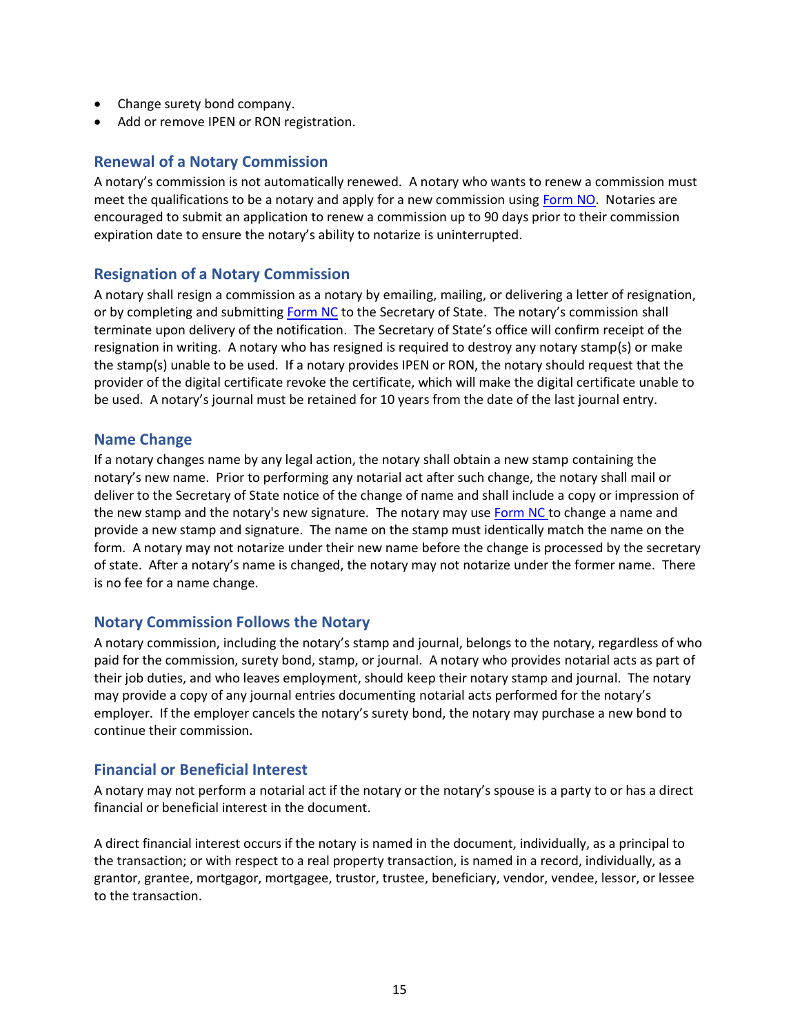- Change surety bond company.
- Add or remove IPEN or RON registration.

## Renewal of a Notary Commission

A notary's commission is not automatically renewed. A notary who wants to renew a commission must meet the qualifications to be a notary and apply for a new commission using Form NO. Notaries are encouraged to submit an application to renew a commission up to 90 days prior to their commission expiration date to ensure the notary's ability to notarize is uninterrupted.

## Resignation of a Notary Commission

A notary shall resign a commission as a notary by emailing, mailing, or delivering a letter of resignation, or by completing and submitting Form NC to the Secretary of State. The notary's commission shall terminate upon delivery of the notification. The Secretary of State's office will confirm receipt of the resignation in writing. A notary who has resigned is required to destroy any notary stamp(s) or make the stamp(s) unable to be used. If a notary provides IPEN or RON, the notary should request that the provider of the digital certificate revoke the certificate, which will make the digital certificate unable to be used. A notary's journal must be retained for 10 years from the date of the last journal entry.

## Name Change

If a notary changes name by any legal action, the notary shall obtain a new stamp containing the notary's new name. Prior to performing any notarial act after such change, the notary shall mail or deliver to the Secretary of State notice of the change of name and shall include a copy or impression of the new stamp and the notary's new signature. The notary may use Form NC to change a name and provide a new stamp and signature. The name on the stamp must identically match the name on the form. A notary may not notarize under their new name before the change is processed by the secretary of state. After a notary's name is changed, the notary may not notarize under the former name. There is no fee for a name change.

## Notary Commission Follows the Notary

A notary commission, including the notary's stamp and journal, belongs to the notary, regardless of who paid for the commission, surety bond, stamp, or journal. A notary who provides notarial acts as part of their job duties, and who leaves employment, should keep their notary stamp and journal. The notary may provide a copy of any journal entries documenting notarial acts performed for the notary's employer. If the employer cancels the notary's surety bond, the notary may purchase a new bond to continue their commission.

## Financial or Beneficial Interest

A notary may not perform a notarial act if the notary or the notary's spouse is a party to or has a direct financial or beneficial interest in the document.

A direct financial interest occurs if the notary is named in the document, individually, as a principal to the transaction; or with respect to a real property transaction, is named in a record, individually, as a grantor, grantee, mortgagor, mortgagee, trustor, trustee, beneficiary, vendor, vendee, lessor, or lessee to the transaction.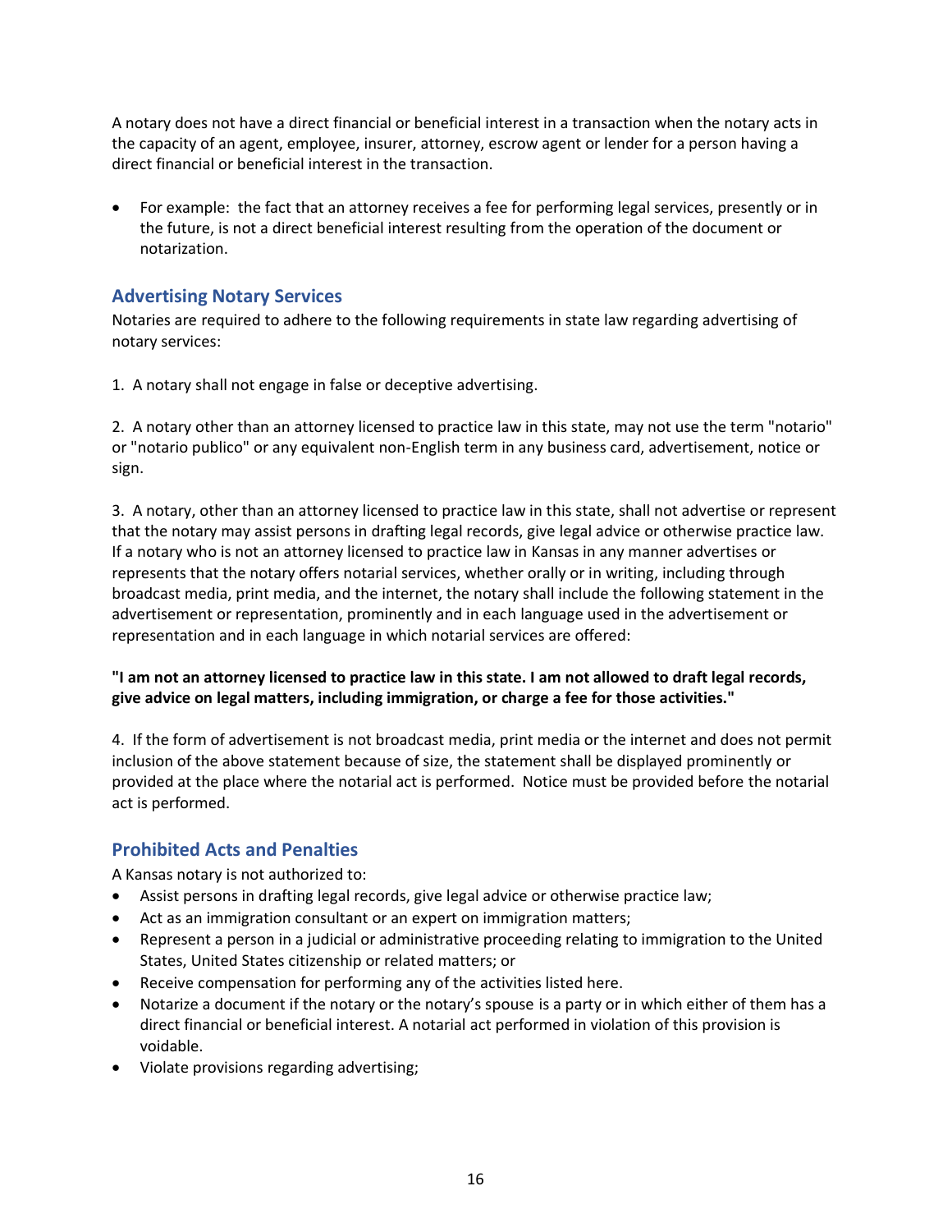A notary does not have a direct financial or beneficial interest in a transaction when the notary acts in the capacity of an agent, employee, insurer, attorney, escrow agent or lender for a person having a direct financial or beneficial interest in the transaction.

- For example: the fact that an attorney receives a fee for performing legal services, presently or in the future, is not a direct beneficial interest resulting from the operation of the document or notarization.

## Advertising Notary Services

Notaries are required to adhere to the following requirements in state law regarding advertising of notary services:

1. A notary shall not engage in false or deceptive advertising.

2. A notary other than an attorney licensed to practice law in this state, may not use the term "notario" or "notario publico" or any equivalent non-English term in any business card, advertisement, notice or sign.

3. A notary, other than an attorney licensed to practice law in this state, shall not advertise or represent that the notary may assist persons in drafting legal records, give legal advice or otherwise practice law. If a notary who is not an attorney licensed to practice law in Kansas in any manner advertises or represents that the notary offers notarial services, whether orally or in writing, including through broadcast media, print media, and the internet, the notary shall include the following statement in the advertisement or representation, prominently and in each language used in the advertisement or representation and in each language in which notarial services are offered:

**"I am not an attorney licensed to practice law in this state. I am not allowed to draft legal records, give advice on legal matters, including immigration, or charge a fee for those activities."**

4. If the form of advertisement is not broadcast media, print media or the internet and does not permit inclusion of the above statement because of size, the statement shall be displayed prominently or provided at the place where the notarial act is performed. Notice must be provided before the notarial act is performed.

## Prohibited Acts and Penalties

A Kansas notary is not authorized to:

- Assist persons in drafting legal records, give legal advice or otherwise practice law;
- Act as an immigration consultant or an expert on immigration matters;
- Represent a person in a judicial or administrative proceeding relating to immigration to the United States, United States citizenship or related matters; or
- Receive compensation for performing any of the activities listed here.
- Notarize a document if the notary or the notary's spouse is a party or in which either of them has a direct financial or beneficial interest. A notarial act performed in violation of this provision is voidable.
- Violate provisions regarding advertising;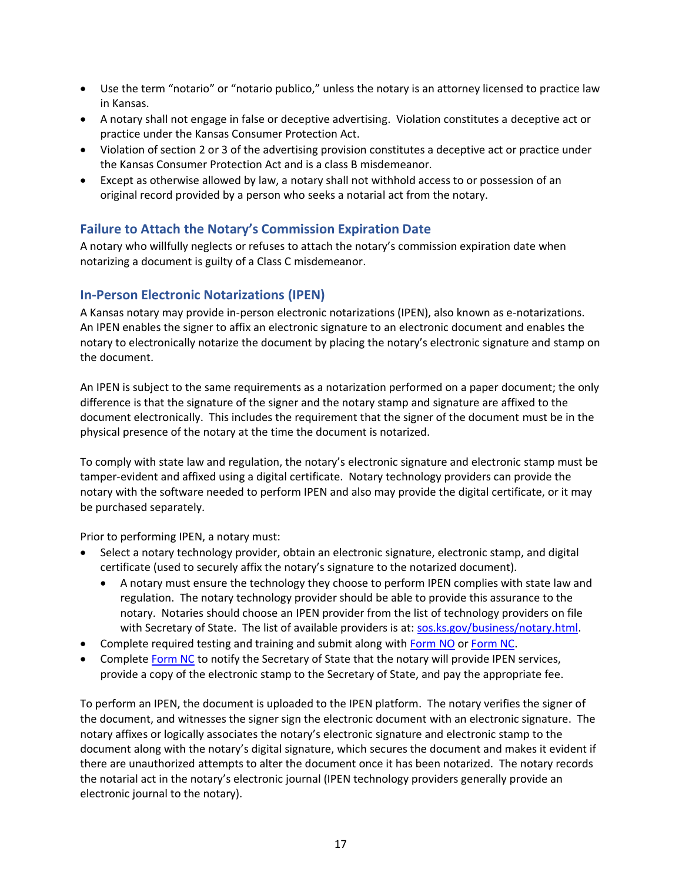- Use the term "notario" or "notario publico," unless the notary is an attorney licensed to practice law in Kansas.
- A notary shall not engage in false or deceptive advertising. Violation constitutes a deceptive act or practice under the Kansas Consumer Protection Act.
- Violation of section 2 or 3 of the advertising provision constitutes a deceptive act or practice under the Kansas Consumer Protection Act and is a class B misdemeanor.
- Except as otherwise allowed by law, a notary shall not withhold access to or possession of an original record provided by a person who seeks a notarial act from the notary.

### Failure to Attach the Notary's Commission Expiration Date

A notary who willfully neglects or refuses to attach the notary's commission expiration date when notarizing a document is guilty of a Class C misdemeanor.

### In-Person Electronic Notarizations (IPEN)

A Kansas notary may provide in-person electronic notarizations (IPEN), also known as e-notarizations. An IPEN enables the signer to affix an electronic signature to an electronic document and enables the notary to electronically notarize the document by placing the notary's electronic signature and stamp on the document.

An IPEN is subject to the same requirements as a notarization performed on a paper document; the only difference is that the signature of the signer and the notary stamp and signature are affixed to the document electronically. This includes the requirement that the signer of the document must be in the physical presence of the notary at the time the document is notarized.

To comply with state law and regulation, the notary's electronic signature and electronic stamp must be tamper-evident and affixed using a digital certificate. Notary technology providers can provide the notary with the software needed to perform IPEN and also may provide the digital certificate, or it may be purchased separately.

Prior to performing IPEN, a notary must:

- Select a notary technology provider, obtain an electronic signature, electronic stamp, and digital certificate (used to securely affix the notary's signature to the notarized document).
  - A notary must ensure the technology they choose to perform IPEN complies with state law and regulation. The notary technology provider should be able to provide this assurance to the notary. Notaries should choose an IPEN provider from the list of technology providers on file with Secretary of State. The list of available providers is at: sos.ks.gov/business/notary.html.
- Complete required testing and training and submit along with Form NO or Form NC.
- Complete Form NC to notify the Secretary of State that the notary will provide IPEN services, provide a copy of the electronic stamp to the Secretary of State, and pay the appropriate fee.

To perform an IPEN, the document is uploaded to the IPEN platform. The notary verifies the signer of the document, and witnesses the signer sign the electronic document with an electronic signature. The notary affixes or logically associates the notary's electronic signature and electronic stamp to the document along with the notary's digital signature, which secures the document and makes it evident if there are unauthorized attempts to alter the document once it has been notarized. The notary records the notarial act in the notary's electronic journal (IPEN technology providers generally provide an electronic journal to the notary).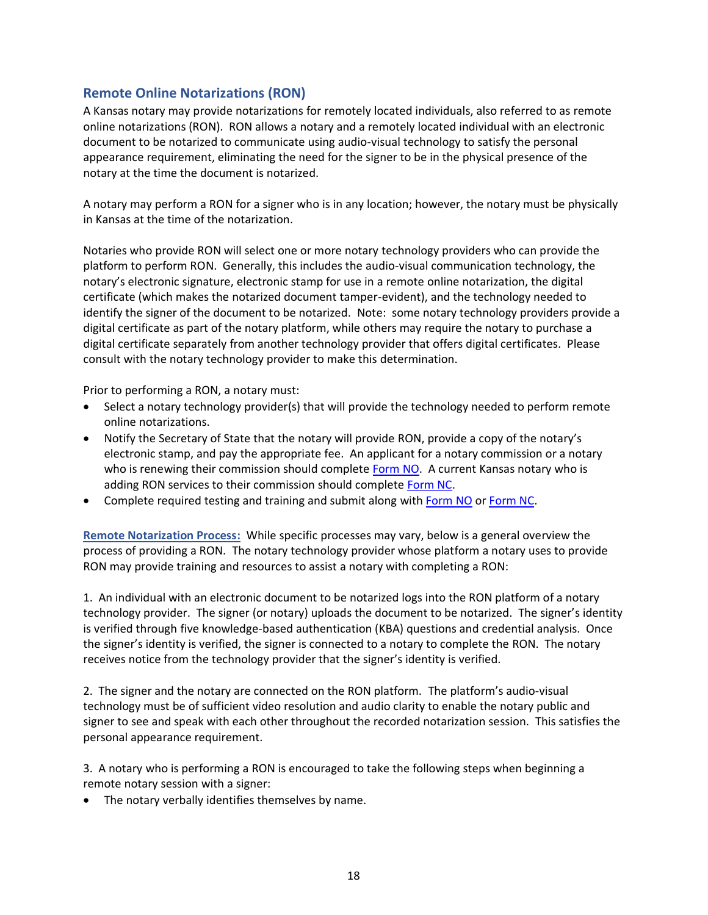## Remote Online Notarizations (RON)

A Kansas notary may provide notarizations for remotely located individuals, also referred to as remote online notarizations (RON). RON allows a notary and a remotely located individual with an electronic document to be notarized to communicate using audio-visual technology to satisfy the personal appearance requirement, eliminating the need for the signer to be in the physical presence of the notary at the time the document is notarized.

A notary may perform a RON for a signer who is in any location; however, the notary must be physically in Kansas at the time of the notarization.

Notaries who provide RON will select one or more notary technology providers who can provide the platform to perform RON. Generally, this includes the audio-visual communication technology, the notary's electronic signature, electronic stamp for use in a remote online notarization, the digital certificate (which makes the notarized document tamper-evident), and the technology needed to identify the signer of the document to be notarized. Note: some notary technology providers provide a digital certificate as part of the notary platform, while others may require the notary to purchase a digital certificate separately from another technology provider that offers digital certificates. Please consult with the notary technology provider to make this determination.

Prior to performing a RON, a notary must:

- Select a notary technology provider(s) that will provide the technology needed to perform remote online notarizations.
- Notify the Secretary of State that the notary will provide RON, provide a copy of the notary's electronic stamp, and pay the appropriate fee. An applicant for a notary commission or a notary who is renewing their commission should complete Form NO. A current Kansas notary who is adding RON services to their commission should complete Form NC.
- Complete required testing and training and submit along with Form NO or Form NC.

**Remote Notarization Process:** While specific processes may vary, below is a general overview the process of providing a RON. The notary technology provider whose platform a notary uses to provide RON may provide training and resources to assist a notary with completing a RON:

1. An individual with an electronic document to be notarized logs into the RON platform of a notary technology provider. The signer (or notary) uploads the document to be notarized. The signer's identity is verified through five knowledge-based authentication (KBA) questions and credential analysis. Once the signer's identity is verified, the signer is connected to a notary to complete the RON. The notary receives notice from the technology provider that the signer's identity is verified.

2. The signer and the notary are connected on the RON platform. The platform's audio-visual technology must be of sufficient video resolution and audio clarity to enable the notary public and signer to see and speak with each other throughout the recorded notarization session. This satisfies the personal appearance requirement.

3. A notary who is performing a RON is encouraged to take the following steps when beginning a remote notary session with a signer:

- The notary verbally identifies themselves by name.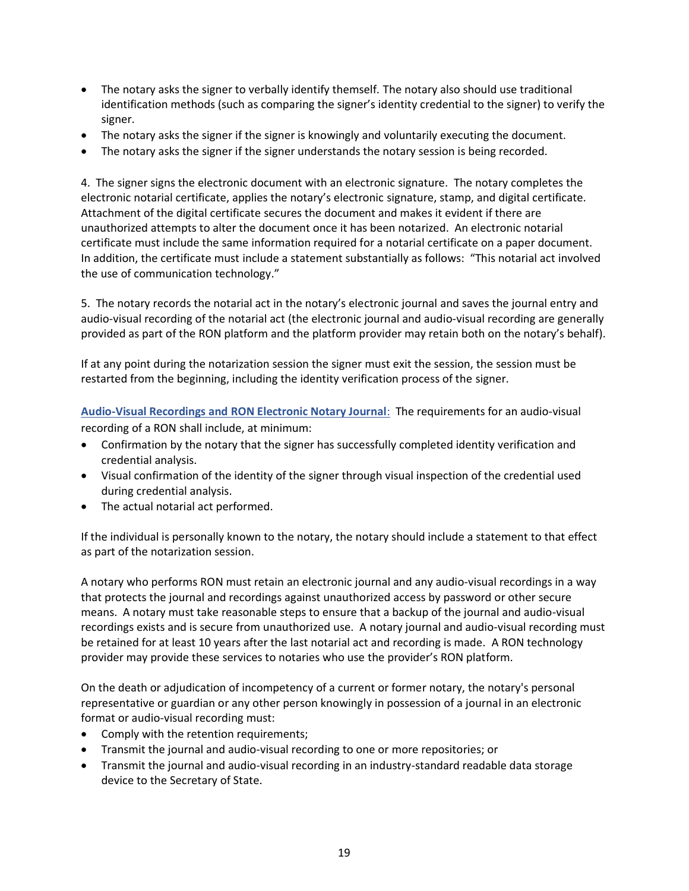- The notary asks the signer to verbally identify themself. The notary also should use traditional identification methods (such as comparing the signer's identity credential to the signer) to verify the signer.
- The notary asks the signer if the signer is knowingly and voluntarily executing the document.
- The notary asks the signer if the signer understands the notary session is being recorded.

4. The signer signs the electronic document with an electronic signature. The notary completes the electronic notarial certificate, applies the notary's electronic signature, stamp, and digital certificate. Attachment of the digital certificate secures the document and makes it evident if there are unauthorized attempts to alter the document once it has been notarized. An electronic notarial certificate must include the same information required for a notarial certificate on a paper document. In addition, the certificate must include a statement substantially as follows: "This notarial act involved the use of communication technology."

5. The notary records the notarial act in the notary's electronic journal and saves the journal entry and audio-visual recording of the notarial act (the electronic journal and audio-visual recording are generally provided as part of the RON platform and the platform provider may retain both on the notary's behalf).

If at any point during the notarization session the signer must exit the session, the session must be restarted from the beginning, including the identity verification process of the signer.

**Audio-Visual Recordings and RON Electronic Notary Journal**: The requirements for an audio-visual recording of a RON shall include, at minimum:

- Confirmation by the notary that the signer has successfully completed identity verification and credential analysis.
- Visual confirmation of the identity of the signer through visual inspection of the credential used during credential analysis.
- The actual notarial act performed.

If the individual is personally known to the notary, the notary should include a statement to that effect as part of the notarization session.

A notary who performs RON must retain an electronic journal and any audio-visual recordings in a way that protects the journal and recordings against unauthorized access by password or other secure means. A notary must take reasonable steps to ensure that a backup of the journal and audio-visual recordings exists and is secure from unauthorized use. A notary journal and audio-visual recording must be retained for at least 10 years after the last notarial act and recording is made. A RON technology provider may provide these services to notaries who use the provider's RON platform.

On the death or adjudication of incompetency of a current or former notary, the notary's personal representative or guardian or any other person knowingly in possession of a journal in an electronic format or audio-visual recording must:

- Comply with the retention requirements;
- Transmit the journal and audio-visual recording to one or more repositories; or
- Transmit the journal and audio-visual recording in an industry-standard readable data storage device to the Secretary of State.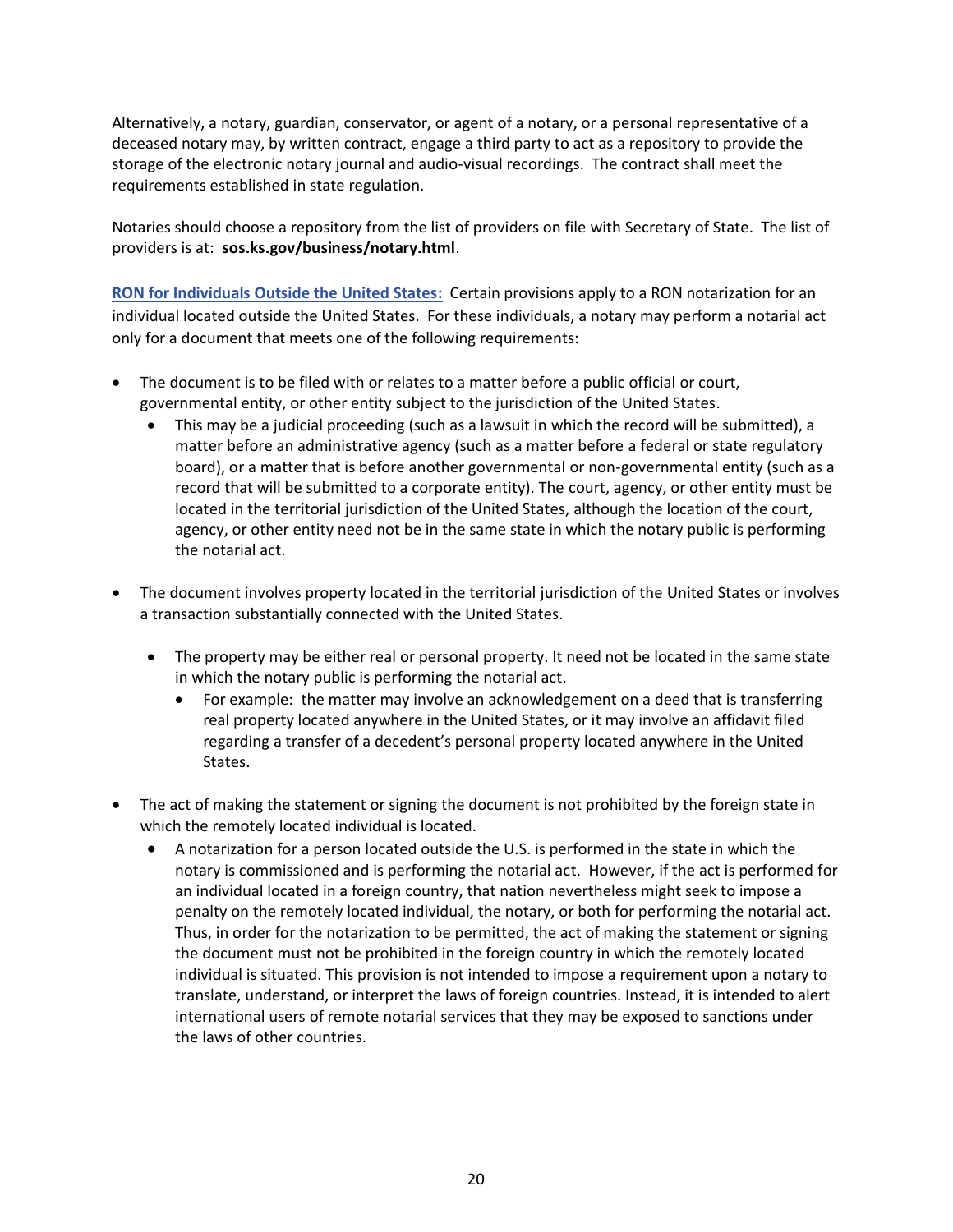Alternatively, a notary, guardian, conservator, or agent of a notary, or a personal representative of a deceased notary may, by written contract, engage a third party to act as a repository to provide the storage of the electronic notary journal and audio-visual recordings. The contract shall meet the requirements established in state regulation.

Notaries should choose a repository from the list of providers on file with Secretary of State. The list of providers is at: **sos.ks.gov/business/notary.html**.

**RON for Individuals Outside the United States:** Certain provisions apply to a RON notarization for an individual located outside the United States. For these individuals, a notary may perform a notarial act only for a document that meets one of the following requirements:

- The document is to be filed with or relates to a matter before a public official or court, governmental entity, or other entity subject to the jurisdiction of the United States.
  - This may be a judicial proceeding (such as a lawsuit in which the record will be submitted), a matter before an administrative agency (such as a matter before a federal or state regulatory board), or a matter that is before another governmental or non-governmental entity (such as a record that will be submitted to a corporate entity). The court, agency, or other entity must be located in the territorial jurisdiction of the United States, although the location of the court, agency, or other entity need not be in the same state in which the notary public is performing the notarial act.
- The document involves property located in the territorial jurisdiction of the United States or involves a transaction substantially connected with the United States.
  - The property may be either real or personal property. It need not be located in the same state in which the notary public is performing the notarial act.
    - For example: the matter may involve an acknowledgement on a deed that is transferring real property located anywhere in the United States, or it may involve an affidavit filed regarding a transfer of a decedent's personal property located anywhere in the United States.
- The act of making the statement or signing the document is not prohibited by the foreign state in which the remotely located individual is located.
  - A notarization for a person located outside the U.S. is performed in the state in which the notary is commissioned and is performing the notarial act. However, if the act is performed for an individual located in a foreign country, that nation nevertheless might seek to impose a penalty on the remotely located individual, the notary, or both for performing the notarial act. Thus, in order for the notarization to be permitted, the act of making the statement or signing the document must not be prohibited in the foreign country in which the remotely located individual is situated. This provision is not intended to impose a requirement upon a notary to translate, understand, or interpret the laws of foreign countries. Instead, it is intended to alert international users of remote notarial services that they may be exposed to sanctions under the laws of other countries.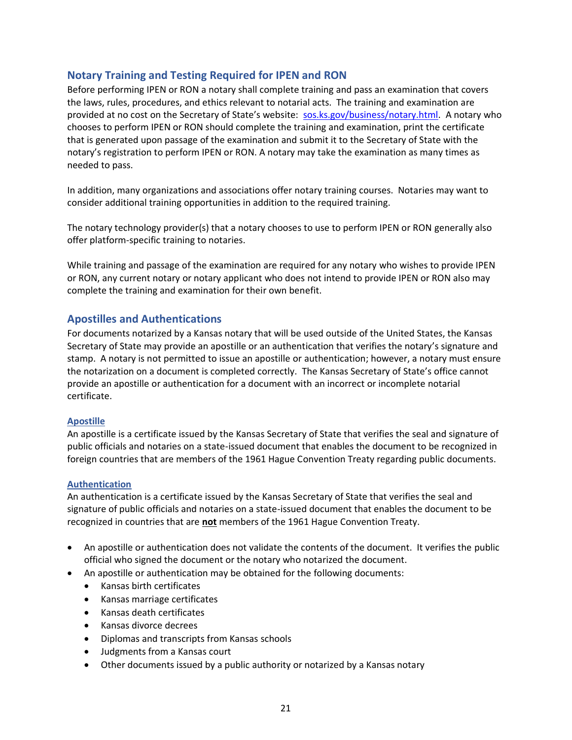## Notary Training and Testing Required for IPEN and RON

Before performing IPEN or RON a notary shall complete training and pass an examination that covers the laws, rules, procedures, and ethics relevant to notarial acts. The training and examination are provided at no cost on the Secretary of State's website: [sos.ks.gov/business/notary.html](sos.ks.gov/business/notary.html). A notary who chooses to perform IPEN or RON should complete the training and examination, print the certificate that is generated upon passage of the examination and submit it to the Secretary of State with the notary's registration to perform IPEN or RON. A notary may take the examination as many times as needed to pass.

In addition, many organizations and associations offer notary training courses. Notaries may want to consider additional training opportunities in addition to the required training.

The notary technology provider(s) that a notary chooses to use to perform IPEN or RON generally also offer platform-specific training to notaries.

While training and passage of the examination are required for any notary who wishes to provide IPEN or RON, any current notary or notary applicant who does not intend to provide IPEN or RON also may complete the training and examination for their own benefit.

## Apostilles and Authentications

For documents notarized by a Kansas notary that will be used outside of the United States, the Kansas Secretary of State may provide an apostille or an authentication that verifies the notary's signature and stamp. A notary is not permitted to issue an apostille or authentication; however, a notary must ensure the notarization on a document is completed correctly. The Kansas Secretary of State's office cannot provide an apostille or authentication for a document with an incorrect or incomplete notarial certificate.

### Apostille

An apostille is a certificate issued by the Kansas Secretary of State that verifies the seal and signature of public officials and notaries on a state-issued document that enables the document to be recognized in foreign countries that are members of the 1961 Hague Convention Treaty regarding public documents.

### Authentication

An authentication is a certificate issued by the Kansas Secretary of State that verifies the seal and signature of public officials and notaries on a state-issued document that enables the document to be recognized in countries that are **not** members of the 1961 Hague Convention Treaty.

- An apostille or authentication does not validate the contents of the document. It verifies the public official who signed the document or the notary who notarized the document.
- An apostille or authentication may be obtained for the following documents:
  - Kansas birth certificates
  - Kansas marriage certificates
  - Kansas death certificates
  - Kansas divorce decrees
  - Diplomas and transcripts from Kansas schools
  - Judgments from a Kansas court
  - Other documents issued by a public authority or notarized by a Kansas notary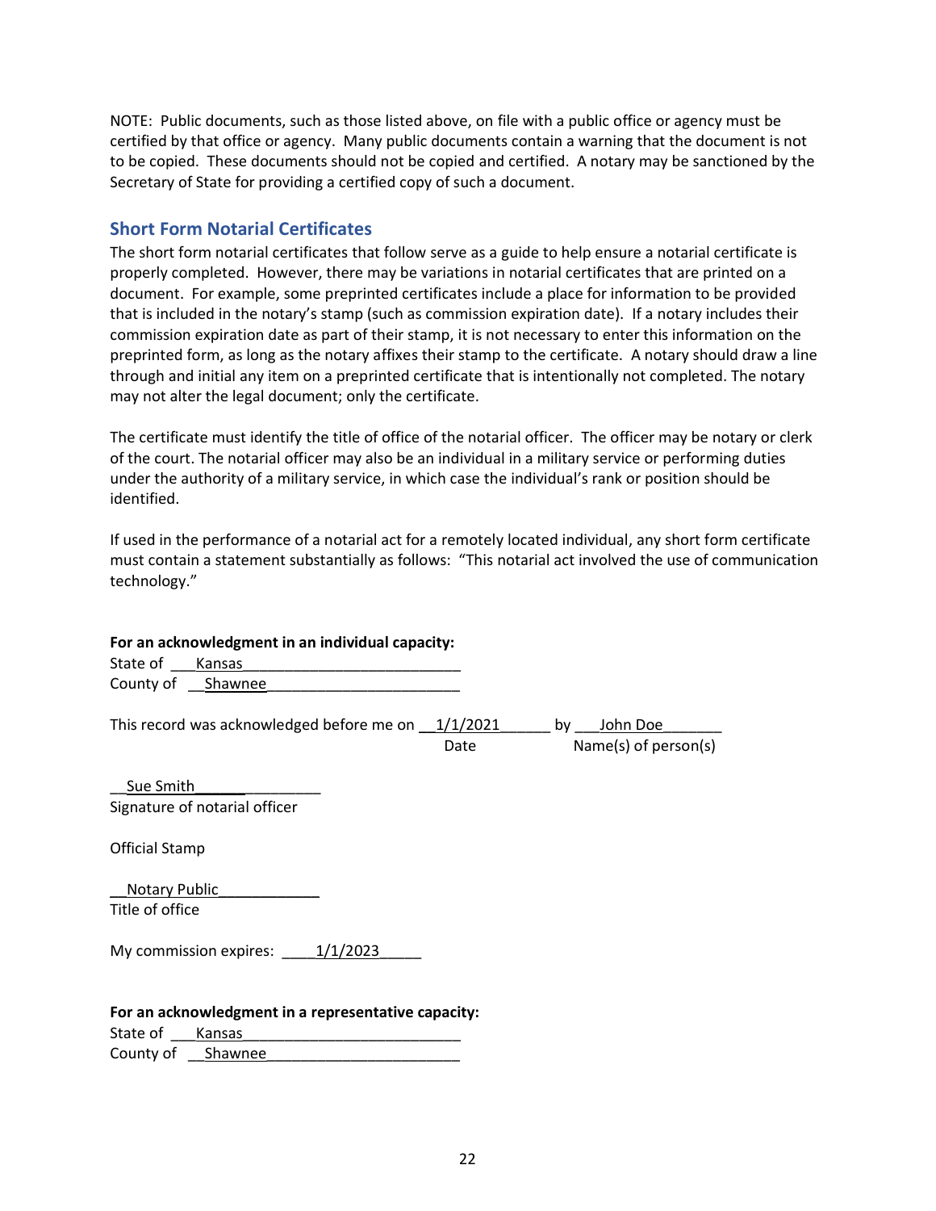NOTE: Public documents, such as those listed above, on file with a public office or agency must be certified by that office or agency. Many public documents contain a warning that the document is not to be copied. These documents should not be copied and certified. A notary may be sanctioned by the Secretary of State for providing a certified copy of such a document.

## Short Form Notarial Certificates

The short form notarial certificates that follow serve as a guide to help ensure a notarial certificate is properly completed. However, there may be variations in notarial certificates that are printed on a document. For example, some preprinted certificates include a place for information to be provided that is included in the notary's stamp (such as commission expiration date). If a notary includes their commission expiration date as part of their stamp, it is not necessary to enter this information on the preprinted form, as long as the notary affixes their stamp to the certificate. A notary should draw a line through and initial any item on a preprinted certificate that is intentionally not completed. The notary may not alter the legal document; only the certificate.

The certificate must identify the title of office of the notarial officer. The officer may be notary or clerk of the court. The notarial officer may also be an individual in a military service or performing duties under the authority of a military service, in which case the individual's rank or position should be identified.

If used in the performance of a notarial act for a remotely located individual, any short form certificate must contain a statement substantially as follows: "This notarial act involved the use of communication technology."

**For an acknowledgment in an individual capacity:**

State of ___Kansas___________________________
County of __Shawnee________________________

This record was acknowledged before me on __1/1/2021______ by ___John Doe_______
Date Name(s) of person(s)

__Sue Smith________________
Signature of notarial officer

Official Stamp

__Notary Public____________
Title of office

My commission expires: ____1/1/2023_____

**For an acknowledgment in a representative capacity:**

State of ___Kansas___________________________
County of __Shawnee________________________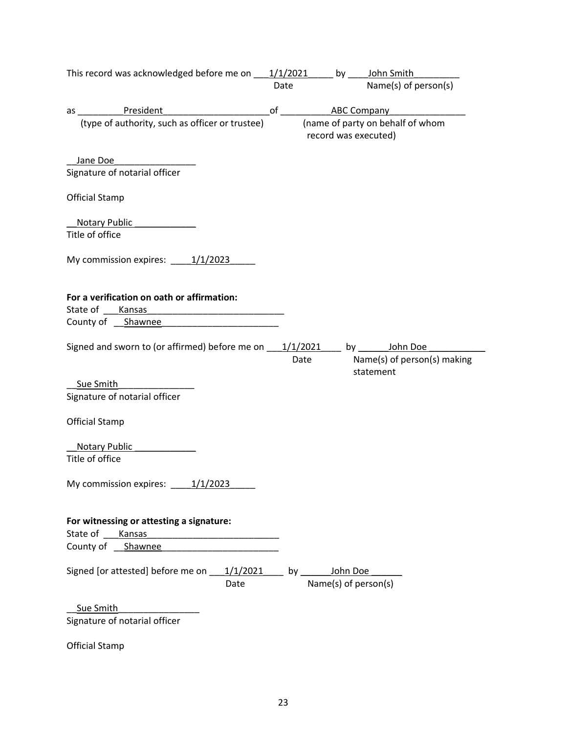This record was acknowledged before me on ___1/1/2021_____ by ____John Smith_________
Date Name(s) of person(s)

as _________President_____________________of __________ABC Company_______________
(type of authority, such as officer or trustee) (name of party on behalf of whom record was executed)

__Jane Doe________________
Signature of notarial officer

Official Stamp

__Notary Public ____________
Title of office

My commission expires: ____1/1/2023_____

**For a verification on oath or affirmation:**

State of ___Kansas___________________________
County of __Shawnee_______________________

Signed and sworn to (or affirmed) before me on ___1/1/2021____ by ______John Doe ___________
Date Name(s) of person(s) making statement

__Sue Smith_______________
Signature of notarial officer

Official Stamp

__Notary Public ____________
Title of office

My commission expires: ____1/1/2023_____

**For witnessing or attesting a signature:**

State of ___Kansas__________________________
County of __Shawnee________________________

Signed [or attested] before me on ___1/1/2021____ by ______John Doe ______
Date Name(s) of person(s)

__Sue Smith________________
Signature of notarial officer

Official Stamp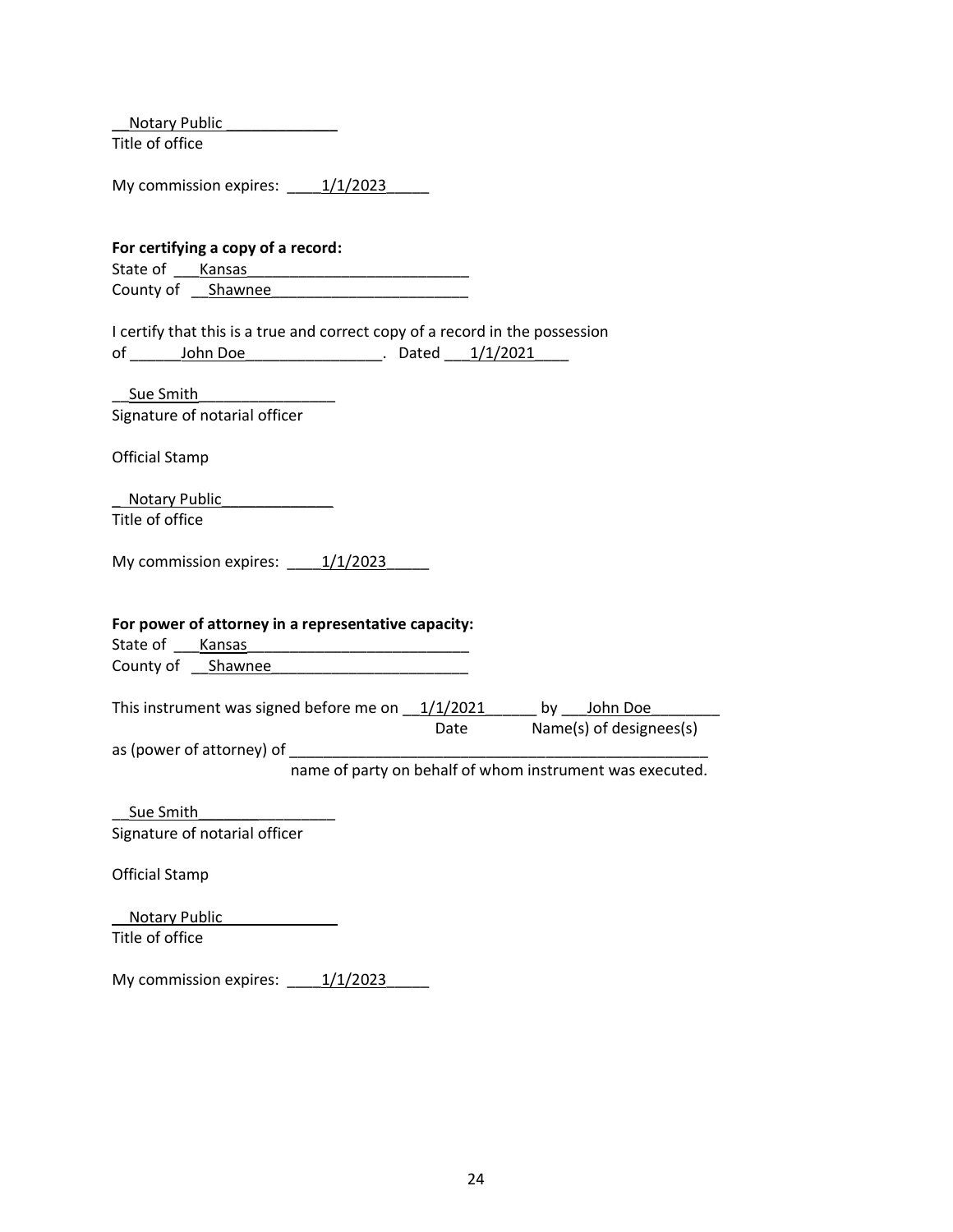__Notary Public _____________
Title of office

My commission expires: ____1/1/2023_____

**For certifying a copy of a record:**
State of ___Kansas__________________________
County of __Shawnee_______________________

I certify that this is a true and correct copy of a record in the possession of ______John Doe________________. Dated ___1/1/2021____

__Sue Smith________________
Signature of notarial officer

Official Stamp

_ Notary Public_____________
Title of office

My commission expires: ____1/1/2023_____

**For power of attorney in a representative capacity:**
State of ___Kansas__________________________
County of __Shawnee_______________________

This instrument was signed before me on __1/1/2021______ by ___John Doe________
Date Name(s) of designees(s)
as (power of attorney) of ___________________________________________________
name of party on behalf of whom instrument was executed.

__Sue Smith________________
Signature of notarial officer

Official Stamp

__Notary Public_____________
Title of office

My commission expires: ____1/1/2023_____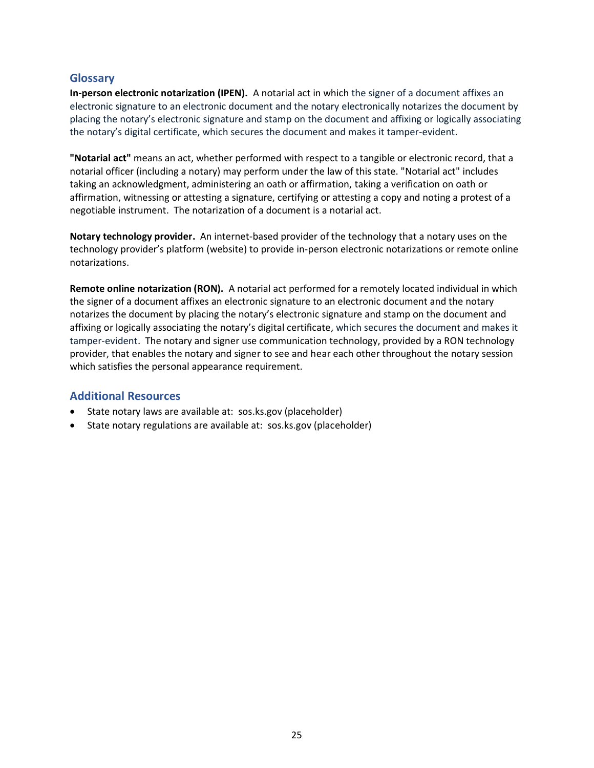## Glossary

**In-person electronic notarization (IPEN).** A notarial act in which the signer of a document affixes an electronic signature to an electronic document and the notary electronically notarizes the document by placing the notary's electronic signature and stamp on the document and affixing or logically associating the notary's digital certificate, which secures the document and makes it tamper-evident.

**"Notarial act"** means an act, whether performed with respect to a tangible or electronic record, that a notarial officer (including a notary) may perform under the law of this state. "Notarial act" includes taking an acknowledgment, administering an oath or affirmation, taking a verification on oath or affirmation, witnessing or attesting a signature, certifying or attesting a copy and noting a protest of a negotiable instrument. The notarization of a document is a notarial act.

**Notary technology provider.** An internet-based provider of the technology that a notary uses on the technology provider's platform (website) to provide in-person electronic notarizations or remote online notarizations.

**Remote online notarization (RON).** A notarial act performed for a remotely located individual in which the signer of a document affixes an electronic signature to an electronic document and the notary notarizes the document by placing the notary's electronic signature and stamp on the document and affixing or logically associating the notary's digital certificate, which secures the document and makes it tamper-evident. The notary and signer use communication technology, provided by a RON technology provider, that enables the notary and signer to see and hear each other throughout the notary session which satisfies the personal appearance requirement.

## Additional Resources

- State notary laws are available at: sos.ks.gov (placeholder)
- State notary regulations are available at: sos.ks.gov (placeholder)